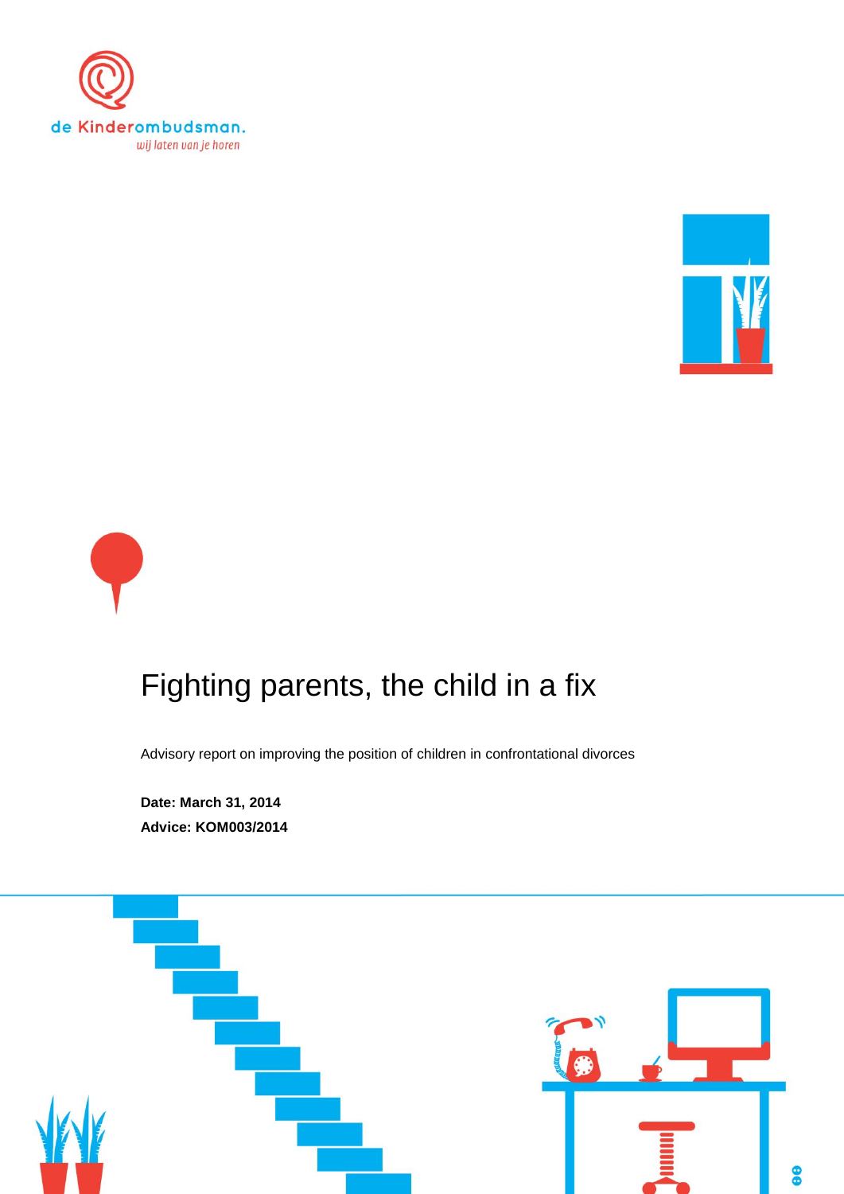de Kinderombudsman.

wij laten van je horen

# Fighting parents, the child in a fix

Advisory report on improving the position of children in confrontational divorces

**Date: March 31, 2014**

**Advice: KOM003/2014**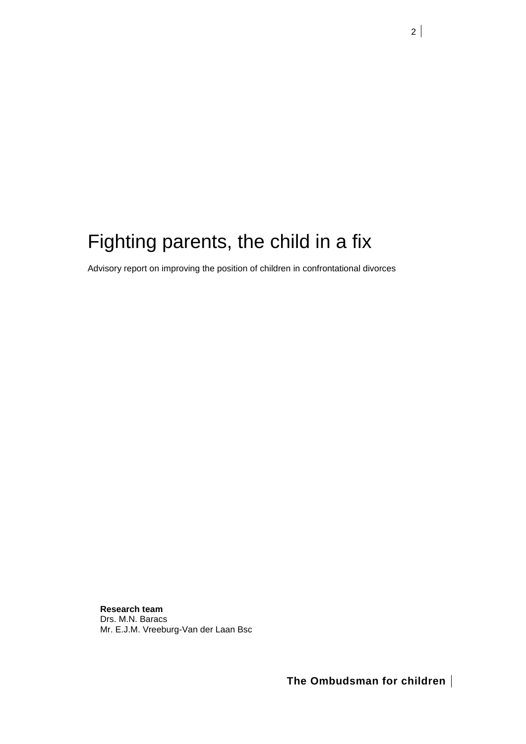# Fighting parents, the child in a fix

Advisory report on improving the position of children in confrontational divorces

**Research team**
Drs. M.N. Baracs
Mr. E.J.M. Vreeburg-Van der Laan Bsc

**The Ombudsman for children**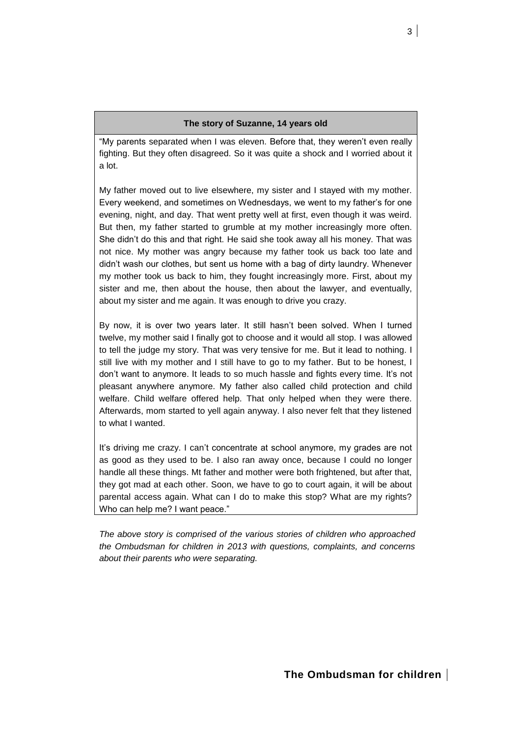**The story of Suzanne, 14 years old**

"My parents separated when I was eleven. Before that, they weren't even really fighting. But they often disagreed. So it was quite a shock and I worried about it a lot.

My father moved out to live elsewhere, my sister and I stayed with my mother. Every weekend, and sometimes on Wednesdays, we went to my father's for one evening, night, and day. That went pretty well at first, even though it was weird. But then, my father started to grumble at my mother increasingly more often. She didn't do this and that right. He said she took away all his money. That was not nice. My mother was angry because my father took us back too late and didn't wash our clothes, but sent us home with a bag of dirty laundry. Whenever my mother took us back to him, they fought increasingly more. First, about my sister and me, then about the house, then about the lawyer, and eventually, about my sister and me again. It was enough to drive you crazy.

By now, it is over two years later. It still hasn't been solved. When I turned twelve, my mother said I finally got to choose and it would all stop. I was allowed to tell the judge my story. That was very tensive for me. But it lead to nothing. I still live with my mother and I still have to go to my father. But to be honest, I don't want to anymore. It leads to so much hassle and fights every time. It's not pleasant anywhere anymore. My father also called child protection and child welfare. Child welfare offered help. That only helped when they were there. Afterwards, mom started to yell again anyway. I also never felt that they listened to what I wanted.

It's driving me crazy. I can't concentrate at school anymore, my grades are not as good as they used to be. I also ran away once, because I could no longer handle all these things. Mt father and mother were both frightened, but after that, they got mad at each other. Soon, we have to go to court again, it will be about parental access again. What can I do to make this stop? What are my rights? Who can help me? I want peace."

*The above story is comprised of the various stories of children who approached the Ombudsman for children in 2013 with questions, complaints, and concerns about their parents who were separating.*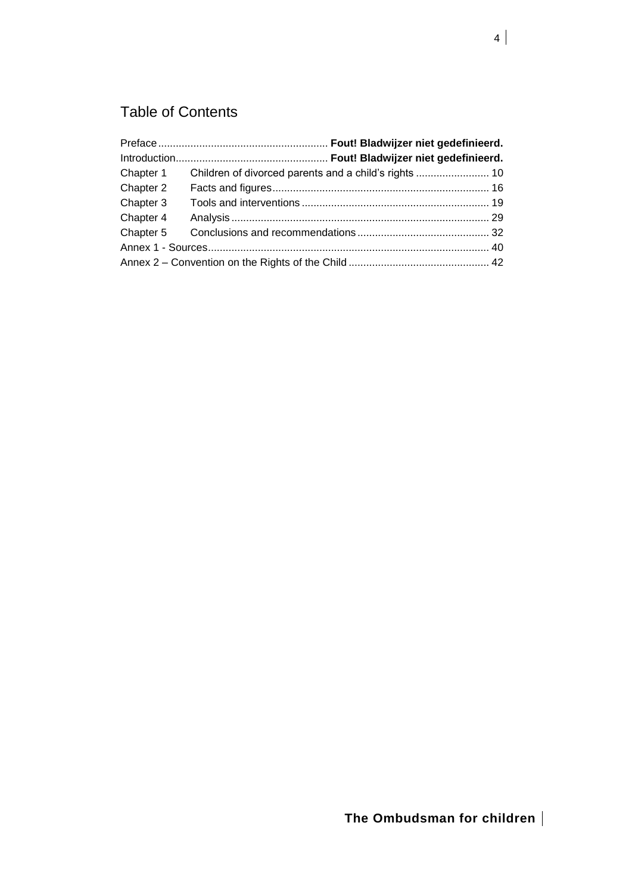# Table of Contents

Preface .......................................................... **Fout! Bladwijzer niet gedefinieerd.**
Introduction.................................................... **Fout! Bladwijzer niet gedefinieerd.**
Chapter 1 Children of divorced parents and a child's rights ......................... 10
Chapter 2 Facts and figures.......................................................................... 16
Chapter 3 Tools and interventions ................................................................ 19
Chapter 4 Analysis ....................................................................................... 29
Chapter 5 Conclusions and recommendations ............................................ 32
Annex 1 - Sources.............................................................................................. 40
Annex 2 – Convention on the Rights of the Child ................................................ 42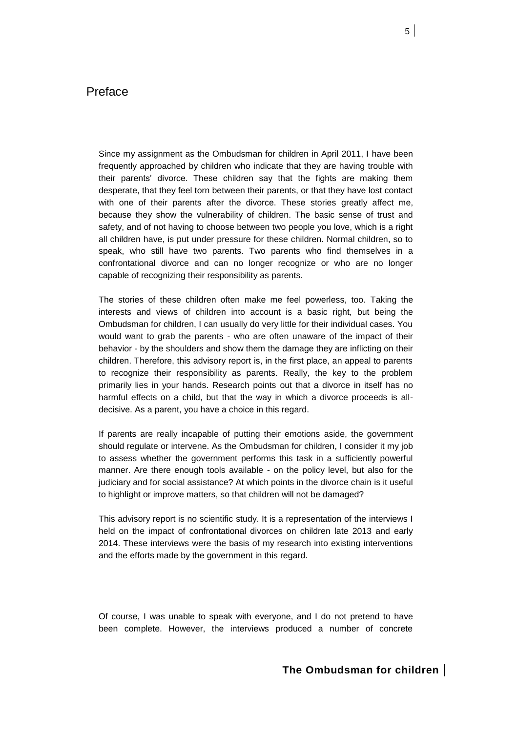# Preface

Since my assignment as the Ombudsman for children in April 2011, I have been frequently approached by children who indicate that they are having trouble with their parents' divorce. These children say that the fights are making them desperate, that they feel torn between their parents, or that they have lost contact with one of their parents after the divorce. These stories greatly affect me, because they show the vulnerability of children. The basic sense of trust and safety, and of not having to choose between two people you love, which is a right all children have, is put under pressure for these children. Normal children, so to speak, who still have two parents. Two parents who find themselves in a confrontational divorce and can no longer recognize or who are no longer capable of recognizing their responsibility as parents.

The stories of these children often make me feel powerless, too. Taking the interests and views of children into account is a basic right, but being the Ombudsman for children, I can usually do very little for their individual cases. You would want to grab the parents - who are often unaware of the impact of their behavior - by the shoulders and show them the damage they are inflicting on their children. Therefore, this advisory report is, in the first place, an appeal to parents to recognize their responsibility as parents. Really, the key to the problem primarily lies in your hands. Research points out that a divorce in itself has no harmful effects on a child, but that the way in which a divorce proceeds is all-decisive. As a parent, you have a choice in this regard.

If parents are really incapable of putting their emotions aside, the government should regulate or intervene. As the Ombudsman for children, I consider it my job to assess whether the government performs this task in a sufficiently powerful manner. Are there enough tools available - on the policy level, but also for the judiciary and for social assistance? At which points in the divorce chain is it useful to highlight or improve matters, so that children will not be damaged?

This advisory report is no scientific study. It is a representation of the interviews I held on the impact of confrontational divorces on children late 2013 and early 2014. These interviews were the basis of my research into existing interventions and the efforts made by the government in this regard.

Of course, I was unable to speak with everyone, and I do not pretend to have been complete. However, the interviews produced a number of concrete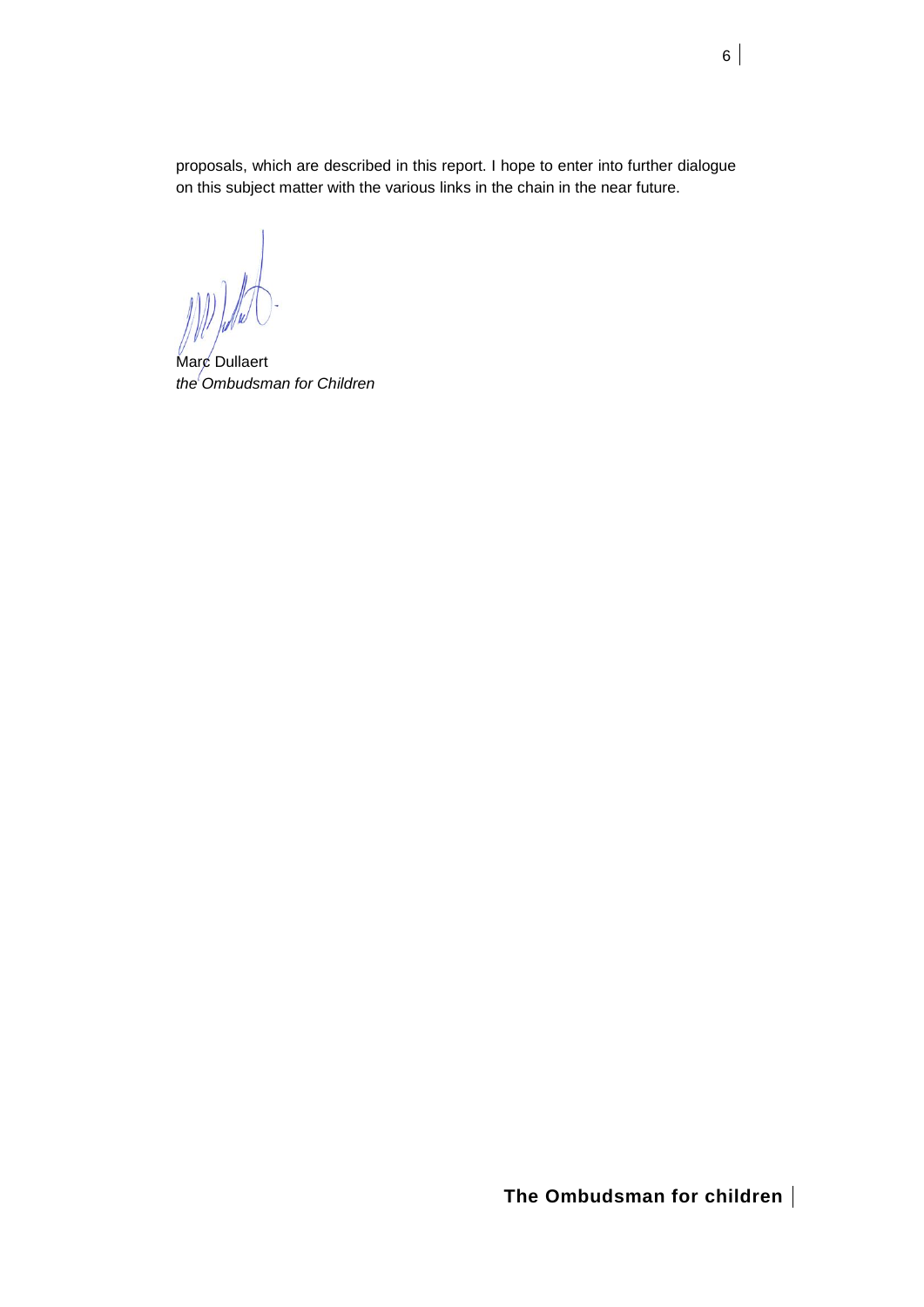proposals, which are described in this report. I hope to enter into further dialogue on this subject matter with the various links in the chain in the near future.

Marc Dullaert
*the Ombudsman for Children*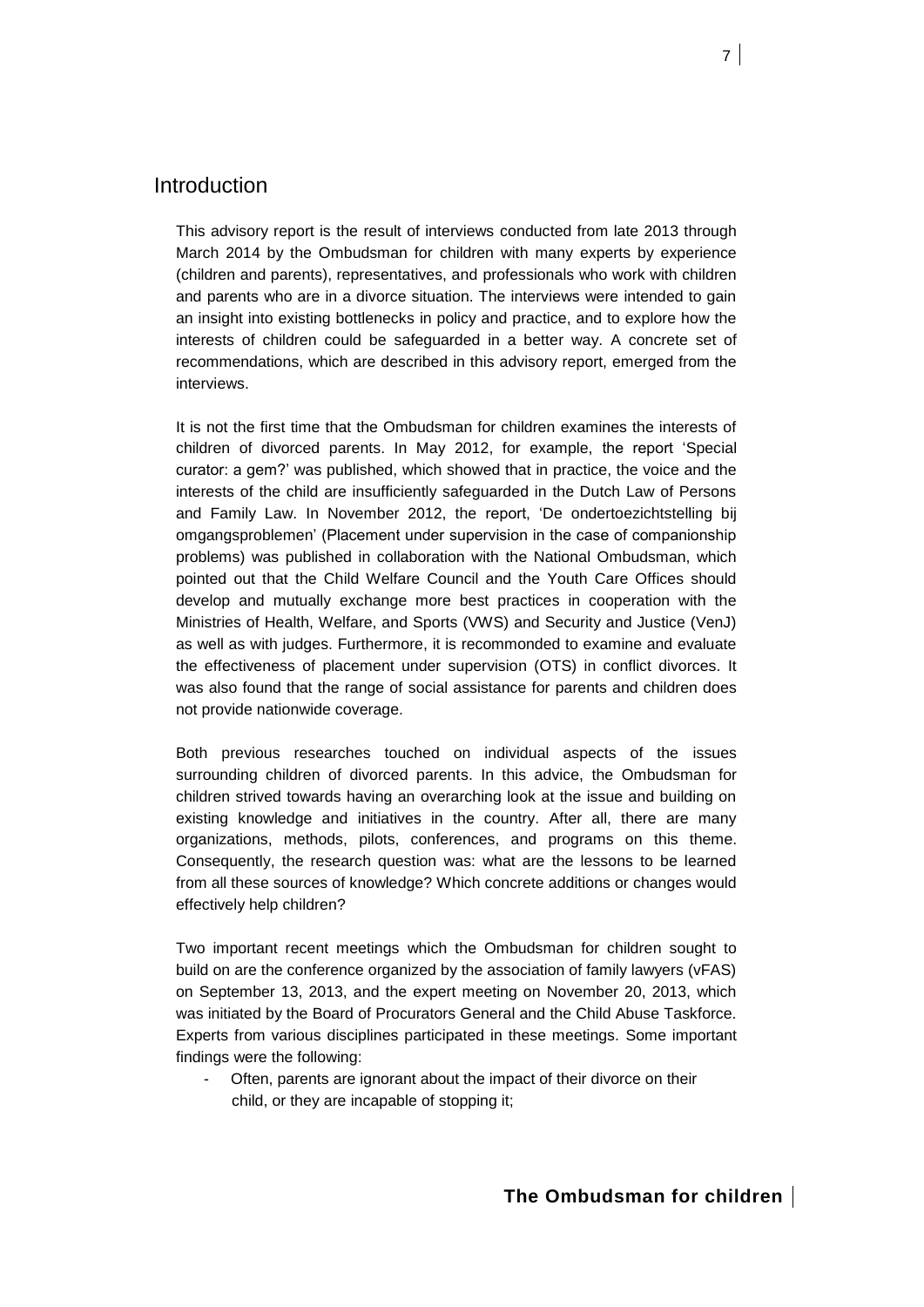# Introduction

This advisory report is the result of interviews conducted from late 2013 through March 2014 by the Ombudsman for children with many experts by experience (children and parents), representatives, and professionals who work with children and parents who are in a divorce situation. The interviews were intended to gain an insight into existing bottlenecks in policy and practice, and to explore how the interests of children could be safeguarded in a better way. A concrete set of recommendations, which are described in this advisory report, emerged from the interviews.

It is not the first time that the Ombudsman for children examines the interests of children of divorced parents. In May 2012, for example, the report 'Special curator: a gem?' was published, which showed that in practice, the voice and the interests of the child are insufficiently safeguarded in the Dutch Law of Persons and Family Law. In November 2012, the report, 'De ondertoezichtstelling bij omgangsproblemen' (Placement under supervision in the case of companionship problems) was published in collaboration with the National Ombudsman, which pointed out that the Child Welfare Council and the Youth Care Offices should develop and mutually exchange more best practices in cooperation with the Ministries of Health, Welfare, and Sports (VWS) and Security and Justice (VenJ) as well as with judges. Furthermore, it is recommended to examine and evaluate the effectiveness of placement under supervision (OTS) in conflict divorces. It was also found that the range of social assistance for parents and children does not provide nationwide coverage.

Both previous researches touched on individual aspects of the issues surrounding children of divorced parents. In this advice, the Ombudsman for children strived towards having an overarching look at the issue and building on existing knowledge and initiatives in the country. After all, there are many organizations, methods, pilots, conferences, and programs on this theme. Consequently, the research question was: what are the lessons to be learned from all these sources of knowledge? Which concrete additions or changes would effectively help children?

Two important recent meetings which the Ombudsman for children sought to build on are the conference organized by the association of family lawyers (vFAS) on September 13, 2013, and the expert meeting on November 20, 2013, which was initiated by the Board of Procurators General and the Child Abuse Taskforce. Experts from various disciplines participated in these meetings. Some important findings were the following:

- Often, parents are ignorant about the impact of their divorce on their child, or they are incapable of stopping it;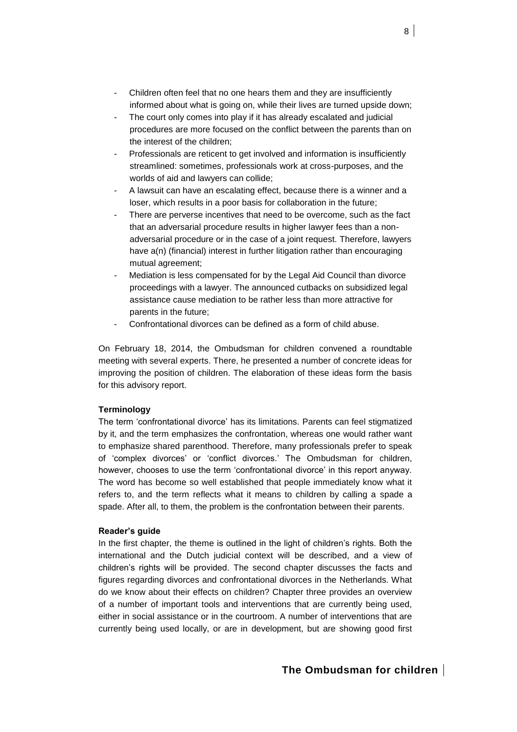- Children often feel that no one hears them and they are insufficiently informed about what is going on, while their lives are turned upside down;
- The court only comes into play if it has already escalated and judicial procedures are more focused on the conflict between the parents than on the interest of the children;
- Professionals are reticent to get involved and information is insufficiently streamlined: sometimes, professionals work at cross-purposes, and the worlds of aid and lawyers can collide;
- A lawsuit can have an escalating effect, because there is a winner and a loser, which results in a poor basis for collaboration in the future;
- There are perverse incentives that need to be overcome, such as the fact that an adversarial procedure results in higher lawyer fees than a non-adversarial procedure or in the case of a joint request. Therefore, lawyers have a(n) (financial) interest in further litigation rather than encouraging mutual agreement;
- Mediation is less compensated for by the Legal Aid Council than divorce proceedings with a lawyer. The announced cutbacks on subsidized legal assistance cause mediation to be rather less than more attractive for parents in the future;
- Confrontational divorces can be defined as a form of child abuse.

On February 18, 2014, the Ombudsman for children convened a roundtable meeting with several experts. There, he presented a number of concrete ideas for improving the position of children. The elaboration of these ideas form the basis for this advisory report.

**Terminology**

The term 'confrontational divorce' has its limitations. Parents can feel stigmatized by it, and the term emphasizes the confrontation, whereas one would rather want to emphasize shared parenthood. Therefore, many professionals prefer to speak of 'complex divorces' or 'conflict divorces.' The Ombudsman for children, however, chooses to use the term 'confrontational divorce' in this report anyway. The word has become so well established that people immediately know what it refers to, and the term reflects what it means to children by calling a spade a spade. After all, to them, the problem is the confrontation between their parents.

**Reader's guide**

In the first chapter, the theme is outlined in the light of children's rights. Both the international and the Dutch judicial context will be described, and a view of children's rights will be provided. The second chapter discusses the facts and figures regarding divorces and confrontational divorces in the Netherlands. What do we know about their effects on children? Chapter three provides an overview of a number of important tools and interventions that are currently being used, either in social assistance or in the courtroom. A number of interventions that are currently being used locally, or are in development, but are showing good first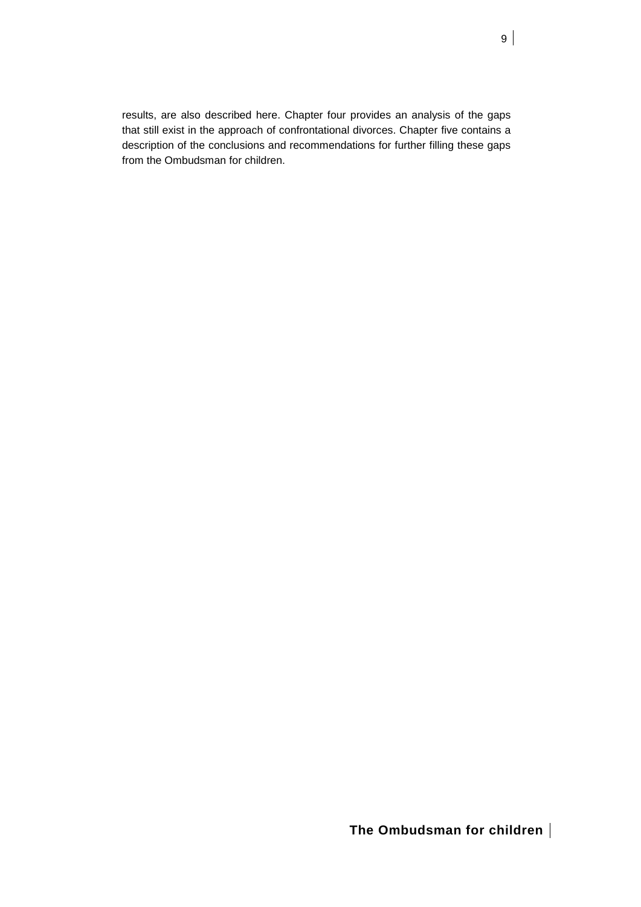results, are also described here. Chapter four provides an analysis of the gaps that still exist in the approach of confrontational divorces. Chapter five contains a description of the conclusions and recommendations for further filling these gaps from the Ombudsman for children.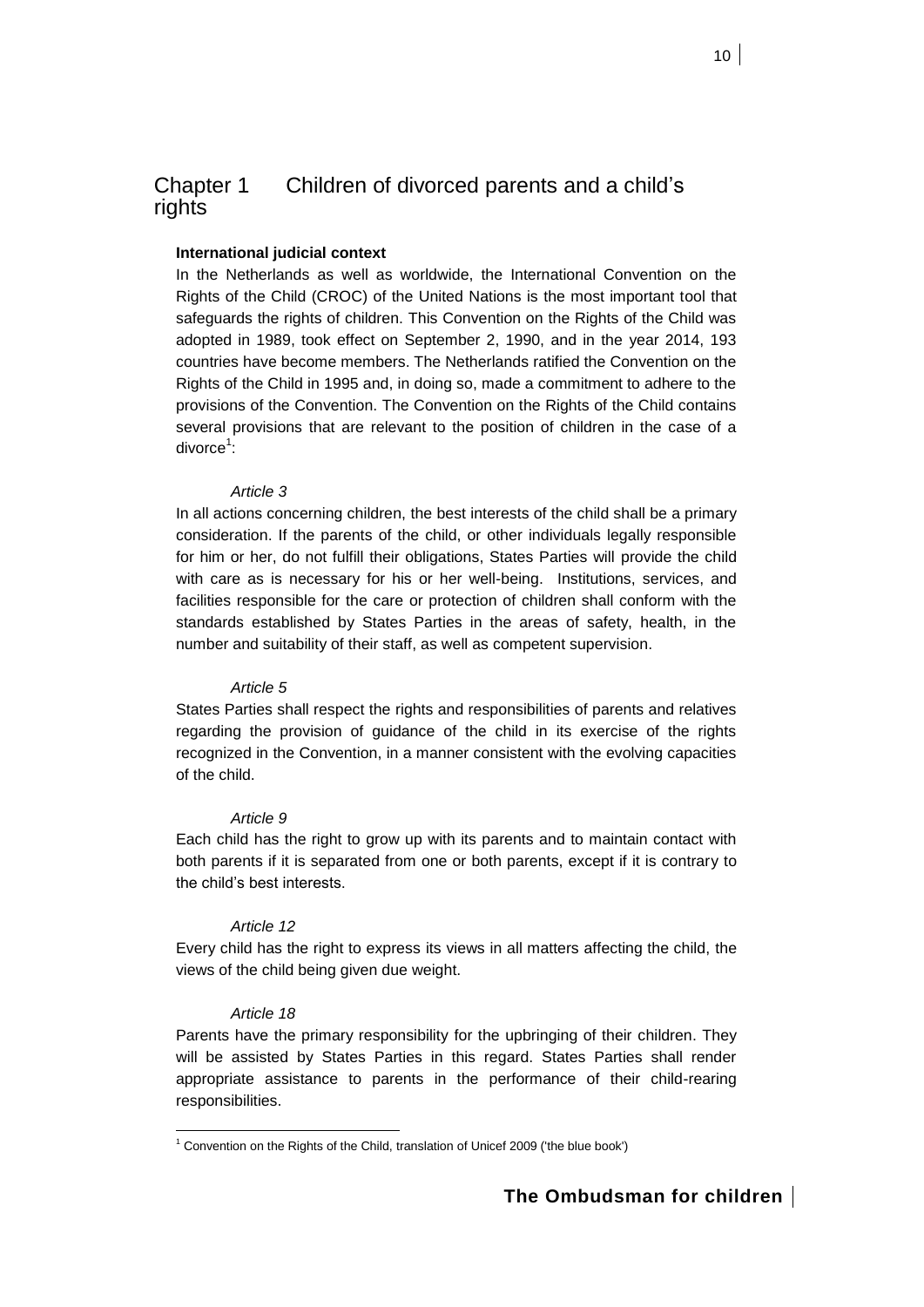# Chapter 1 Children of divorced parents and a child's rights

**International judicial context**

In the Netherlands as well as worldwide, the International Convention on the Rights of the Child (CROC) of the United Nations is the most important tool that safeguards the rights of children. This Convention on the Rights of the Child was adopted in 1989, took effect on September 2, 1990, and in the year 2014, 193 countries have become members. The Netherlands ratified the Convention on the Rights of the Child in 1995 and, in doing so, made a commitment to adhere to the provisions of the Convention. The Convention on the Rights of the Child contains several provisions that are relevant to the position of children in the case of a divorce[1]:

*Article 3*

In all actions concerning children, the best interests of the child shall be a primary consideration. If the parents of the child, or other individuals legally responsible for him or her, do not fulfill their obligations, States Parties will provide the child with care as is necessary for his or her well-being. Institutions, services, and facilities responsible for the care or protection of children shall conform with the standards established by States Parties in the areas of safety, health, in the number and suitability of their staff, as well as competent supervision.

*Article 5*

States Parties shall respect the rights and responsibilities of parents and relatives regarding the provision of guidance of the child in its exercise of the rights recognized in the Convention, in a manner consistent with the evolving capacities of the child.

*Article 9*

Each child has the right to grow up with its parents and to maintain contact with both parents if it is separated from one or both parents, except if it is contrary to the child's best interests.

*Article 12*

Every child has the right to express its views in all matters affecting the child, the views of the child being given due weight.

*Article 18*

Parents have the primary responsibility for the upbringing of their children. They will be assisted by States Parties in this regard. States Parties shall render appropriate assistance to parents in the performance of their child-rearing responsibilities.

---

[1] Convention on the Rights of the Child, translation of Unicef 2009 ('the blue book')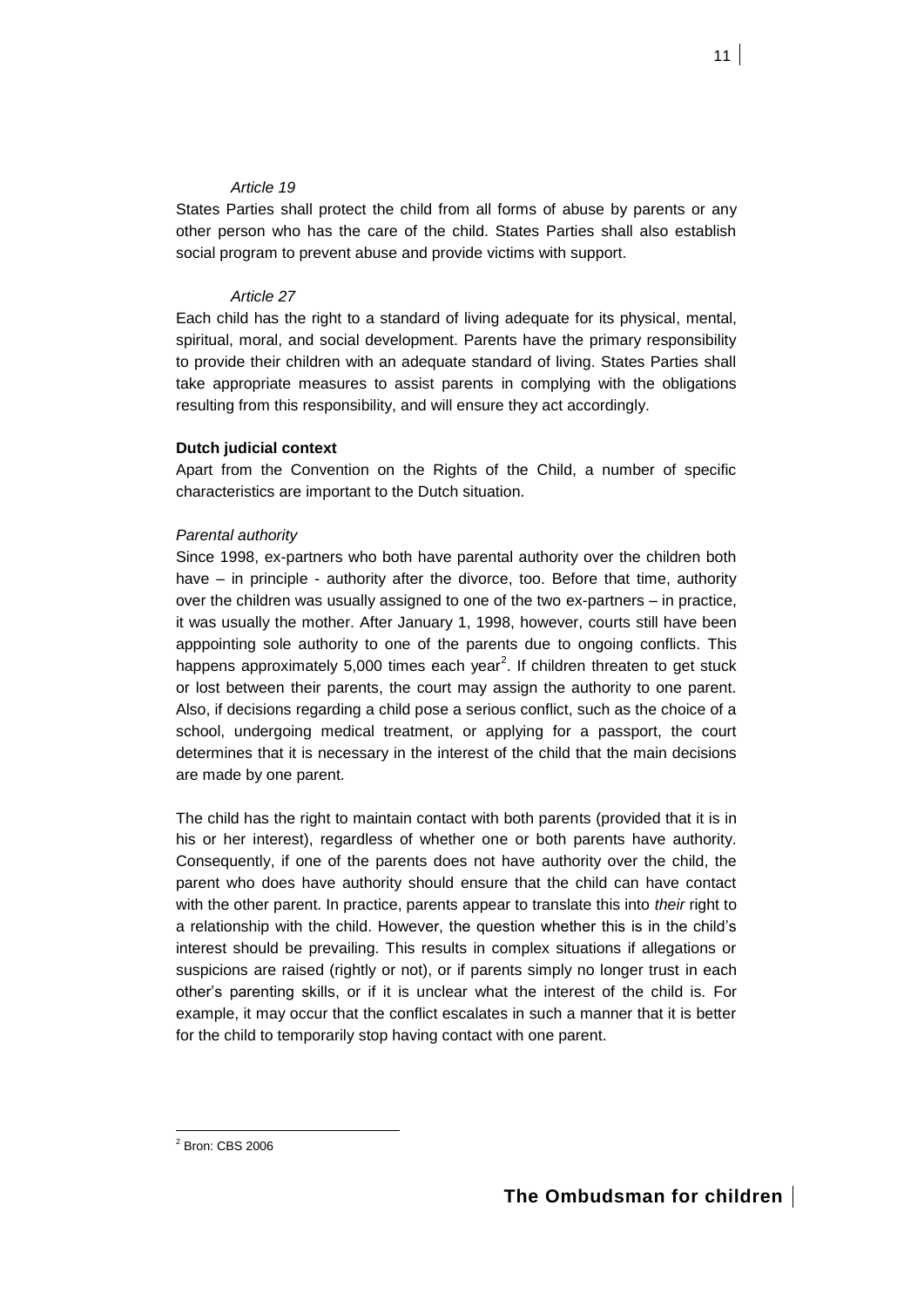*Article 19*

States Parties shall protect the child from all forms of abuse by parents or any other person who has the care of the child. States Parties shall also establish social program to prevent abuse and provide victims with support.

*Article 27*

Each child has the right to a standard of living adequate for its physical, mental, spiritual, moral, and social development. Parents have the primary responsibility to provide their children with an adequate standard of living. States Parties shall take appropriate measures to assist parents in complying with the obligations resulting from this responsibility, and will ensure they act accordingly.

**Dutch judicial context**

Apart from the Convention on the Rights of the Child, a number of specific characteristics are important to the Dutch situation.

*Parental authority*

Since 1998, ex-partners who both have parental authority over the children both have – in principle - authority after the divorce, too. Before that time, authority over the children was usually assigned to one of the two ex-partners – in practice, it was usually the mother. After January 1, 1998, however, courts still have been apppointing sole authority to one of the parents due to ongoing conflicts. This happens approximately 5,000 times each year[2]. If children threaten to get stuck or lost between their parents, the court may assign the authority to one parent. Also, if decisions regarding a child pose a serious conflict, such as the choice of a school, undergoing medical treatment, or applying for a passport, the court determines that it is necessary in the interest of the child that the main decisions are made by one parent.

The child has the right to maintain contact with both parents (provided that it is in his or her interest), regardless of whether one or both parents have authority. Consequently, if one of the parents does not have authority over the child, the parent who does have authority should ensure that the child can have contact with the other parent. In practice, parents appear to translate this into *their* right to a relationship with the child. However, the question whether this is in the child's interest should be prevailing. This results in complex situations if allegations or suspicions are raised (rightly or not), or if parents simply no longer trust in each other's parenting skills, or if it is unclear what the interest of the child is. For example, it may occur that the conflict escalates in such a manner that it is better for the child to temporarily stop having contact with one parent.

[2] Bron: CBS 2006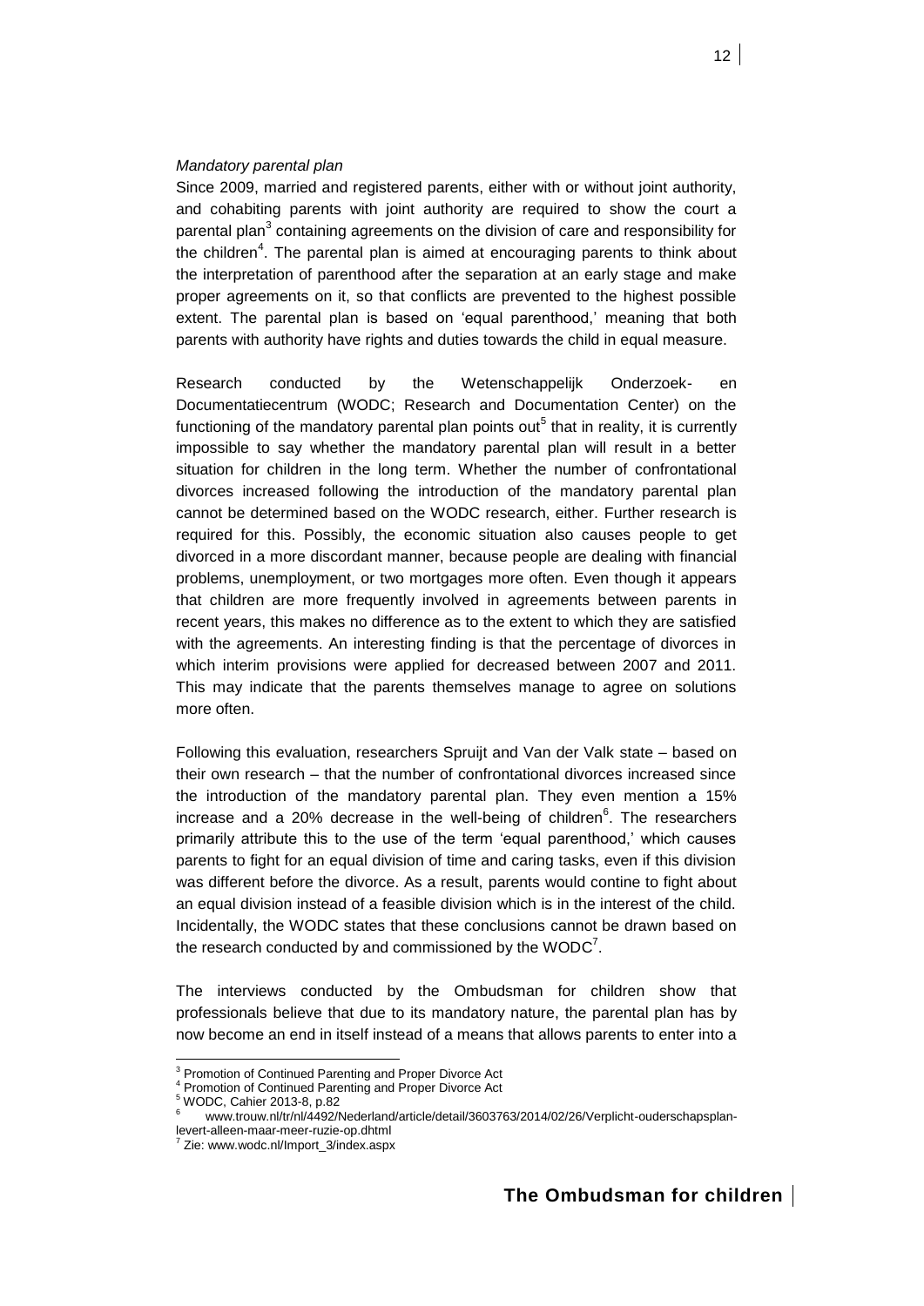*Mandatory parental plan*

Since 2009, married and registered parents, either with or without joint authority, and cohabiting parents with joint authority are required to show the court a parental plan[3] containing agreements on the division of care and responsibility for the children[4]. The parental plan is aimed at encouraging parents to think about the interpretation of parenthood after the separation at an early stage and make proper agreements on it, so that conflicts are prevented to the highest possible extent. The parental plan is based on 'equal parenthood,' meaning that both parents with authority have rights and duties towards the child in equal measure.

Research conducted by the Wetenschappelijk Onderzoek- en Documentatiecentrum (WODC; Research and Documentation Center) on the functioning of the mandatory parental plan points out[5] that in reality, it is currently impossible to say whether the mandatory parental plan will result in a better situation for children in the long term. Whether the number of confrontational divorces increased following the introduction of the mandatory parental plan cannot be determined based on the WODC research, either. Further research is required for this. Possibly, the economic situation also causes people to get divorced in a more discordant manner, because people are dealing with financial problems, unemployment, or two mortgages more often. Even though it appears that children are more frequently involved in agreements between parents in recent years, this makes no difference as to the extent to which they are satisfied with the agreements. An interesting finding is that the percentage of divorces in which interim provisions were applied for decreased between 2007 and 2011. This may indicate that the parents themselves manage to agree on solutions more often.

Following this evaluation, researchers Spruijt and Van der Valk state – based on their own research – that the number of confrontational divorces increased since the introduction of the mandatory parental plan. They even mention a 15% increase and a 20% decrease in the well-being of children[6]. The researchers primarily attribute this to the use of the term 'equal parenthood,' which causes parents to fight for an equal division of time and caring tasks, even if this division was different before the divorce. As a result, parents would contine to fight about an equal division instead of a feasible division which is in the interest of the child. Incidentally, the WODC states that these conclusions cannot be drawn based on the research conducted by and commissioned by the WODC[7].

The interviews conducted by the Ombudsman for children show that professionals believe that due to its mandatory nature, the parental plan has by now become an end in itself instead of a means that allows parents to enter into a

---

[3] Promotion of Continued Parenting and Proper Divorce Act

[4] Promotion of Continued Parenting and Proper Divorce Act

[5] WODC, Cahier 2013-8, p.82

[6] www.trouw.nl/tr/nl/4492/Nederland/article/detail/3603763/2014/02/26/Verplicht-ouderschapsplan-levert-alleen-maar-meer-ruzie-op.dhtml

[7] Zie: www.wodc.nl/Import_3/index.aspx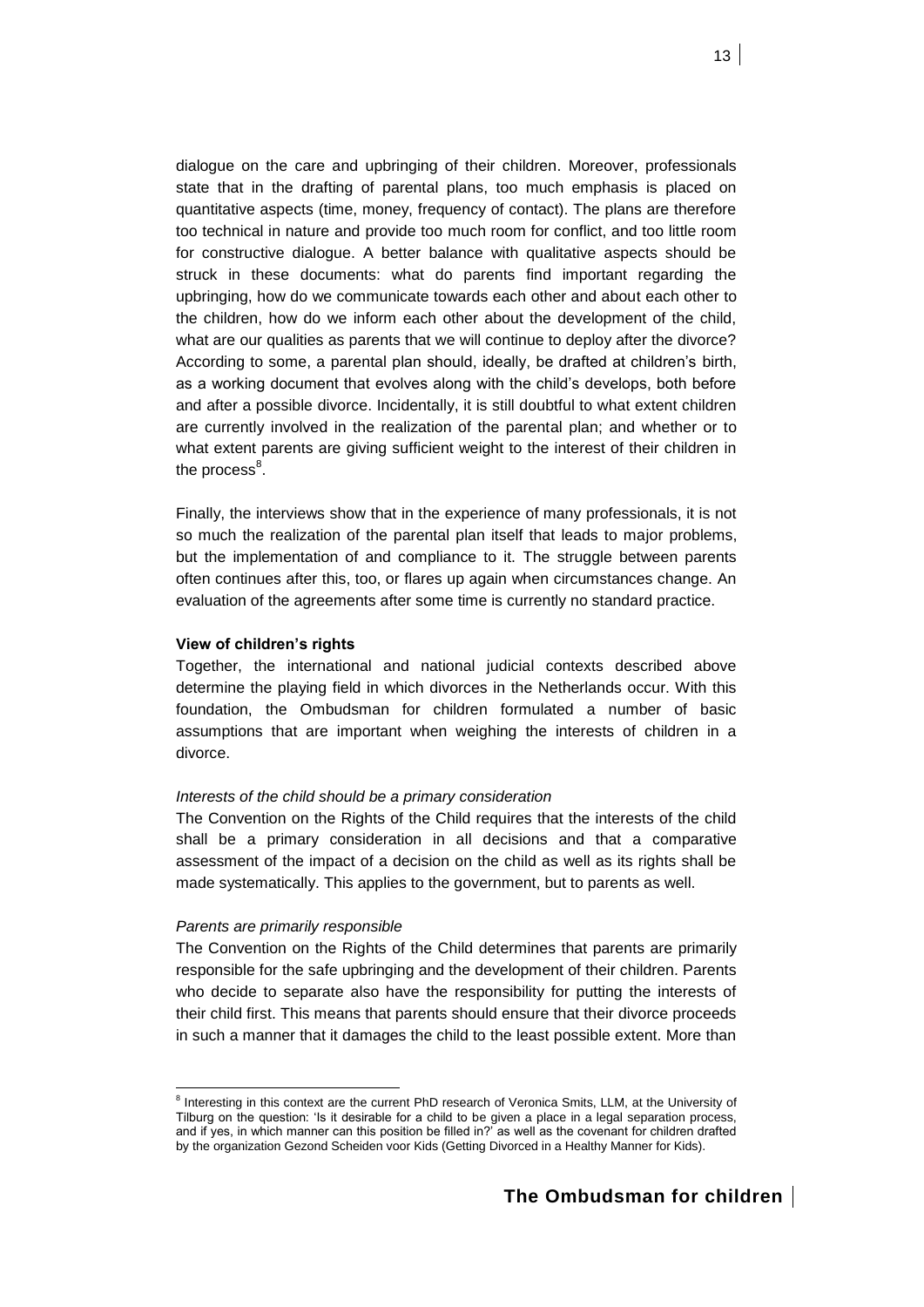dialogue on the care and upbringing of their children. Moreover, professionals state that in the drafting of parental plans, too much emphasis is placed on quantitative aspects (time, money, frequency of contact). The plans are therefore too technical in nature and provide too much room for conflict, and too little room for constructive dialogue. A better balance with qualitative aspects should be struck in these documents: what do parents find important regarding the upbringing, how do we communicate towards each other and about each other to the children, how do we inform each other about the development of the child, what are our qualities as parents that we will continue to deploy after the divorce? According to some, a parental plan should, ideally, be drafted at children's birth, as a working document that evolves along with the child's develops, both before and after a possible divorce. Incidentally, it is still doubtful to what extent children are currently involved in the realization of the parental plan; and whether or to what extent parents are giving sufficient weight to the interest of their children in the process[8].

Finally, the interviews show that in the experience of many professionals, it is not so much the realization of the parental plan itself that leads to major problems, but the implementation of and compliance to it. The struggle between parents often continues after this, too, or flares up again when circumstances change. An evaluation of the agreements after some time is currently no standard practice.

**View of children's rights**

Together, the international and national judicial contexts described above determine the playing field in which divorces in the Netherlands occur. With this foundation, the Ombudsman for children formulated a number of basic assumptions that are important when weighing the interests of children in a divorce.

*Interests of the child should be a primary consideration*

The Convention on the Rights of the Child requires that the interests of the child shall be a primary consideration in all decisions and that a comparative assessment of the impact of a decision on the child as well as its rights shall be made systematically. This applies to the government, but to parents as well.

*Parents are primarily responsible*

The Convention on the Rights of the Child determines that parents are primarily responsible for the safe upbringing and the development of their children. Parents who decide to separate also have the responsibility for putting the interests of their child first. This means that parents should ensure that their divorce proceeds in such a manner that it damages the child to the least possible extent. More than

[8] Interesting in this context are the current PhD research of Veronica Smits, LLM, at the University of Tilburg on the question: 'Is it desirable for a child to be given a place in a legal separation process, and if yes, in which manner can this position be filled in?' as well as the covenant for children drafted by the organization Gezond Scheiden voor Kids (Getting Divorced in a Healthy Manner for Kids).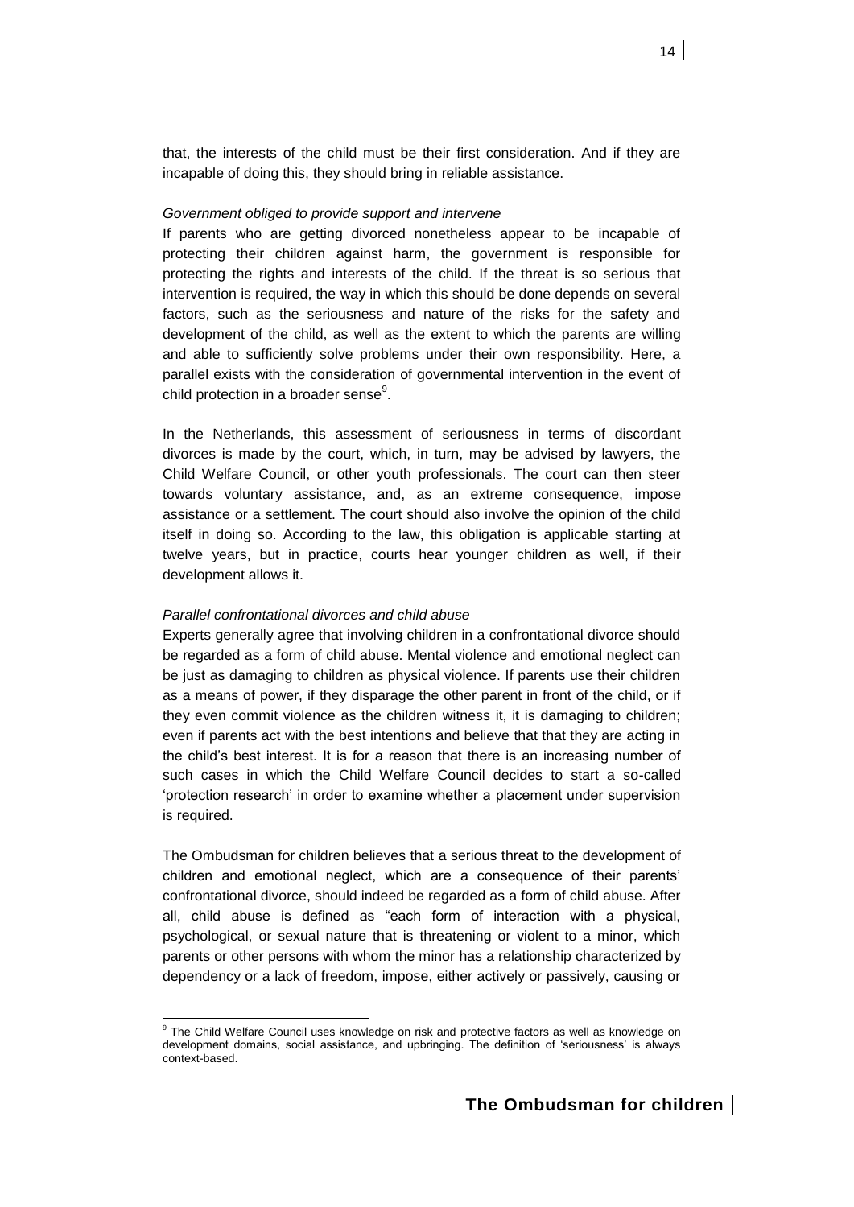that, the interests of the child must be their first consideration. And if they are incapable of doing this, they should bring in reliable assistance.

*Government obliged to provide support and intervene*

If parents who are getting divorced nonetheless appear to be incapable of protecting their children against harm, the government is responsible for protecting the rights and interests of the child. If the threat is so serious that intervention is required, the way in which this should be done depends on several factors, such as the seriousness and nature of the risks for the safety and development of the child, as well as the extent to which the parents are willing and able to sufficiently solve problems under their own responsibility. Here, a parallel exists with the consideration of governmental intervention in the event of child protection in a broader sense[9].

In the Netherlands, this assessment of seriousness in terms of discordant divorces is made by the court, which, in turn, may be advised by lawyers, the Child Welfare Council, or other youth professionals. The court can then steer towards voluntary assistance, and, as an extreme consequence, impose assistance or a settlement. The court should also involve the opinion of the child itself in doing so. According to the law, this obligation is applicable starting at twelve years, but in practice, courts hear younger children as well, if their development allows it.

*Parallel confrontational divorces and child abuse*

Experts generally agree that involving children in a confrontational divorce should be regarded as a form of child abuse. Mental violence and emotional neglect can be just as damaging to children as physical violence. If parents use their children as a means of power, if they disparage the other parent in front of the child, or if they even commit violence as the children witness it, it is damaging to children; even if parents act with the best intentions and believe that that they are acting in the child's best interest. It is for a reason that there is an increasing number of such cases in which the Child Welfare Council decides to start a so-called 'protection research' in order to examine whether a placement under supervision is required.

The Ombudsman for children believes that a serious threat to the development of children and emotional neglect, which are a consequence of their parents' confrontational divorce, should indeed be regarded as a form of child abuse. After all, child abuse is defined as "each form of interaction with a physical, psychological, or sexual nature that is threatening or violent to a minor, which parents or other persons with whom the minor has a relationship characterized by dependency or a lack of freedom, impose, either actively or passively, causing or

[9] The Child Welfare Council uses knowledge on risk and protective factors as well as knowledge on development domains, social assistance, and upbringing. The definition of 'seriousness' is always context-based.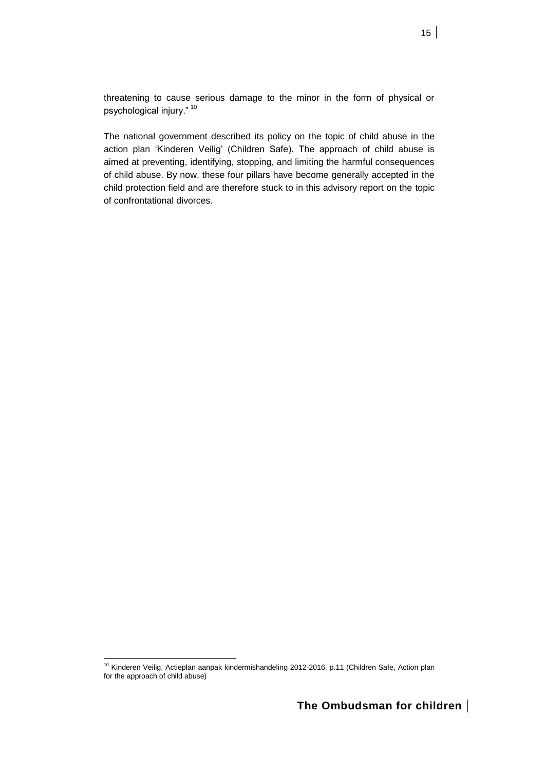threatening to cause serious damage to the minor in the form of physical or psychological injury." [10]

The national government described its policy on the topic of child abuse in the action plan 'Kinderen Veilig' (Children Safe). The approach of child abuse is aimed at preventing, identifying, stopping, and limiting the harmful consequences of child abuse. By now, these four pillars have become generally accepted in the child protection field and are therefore stuck to in this advisory report on the topic of confrontational divorces.

---

[10] Kinderen Veilig, Actieplan aanpak kindermishandeling 2012-2016, p.11 (Children Safe, Action plan for the approach of child abuse)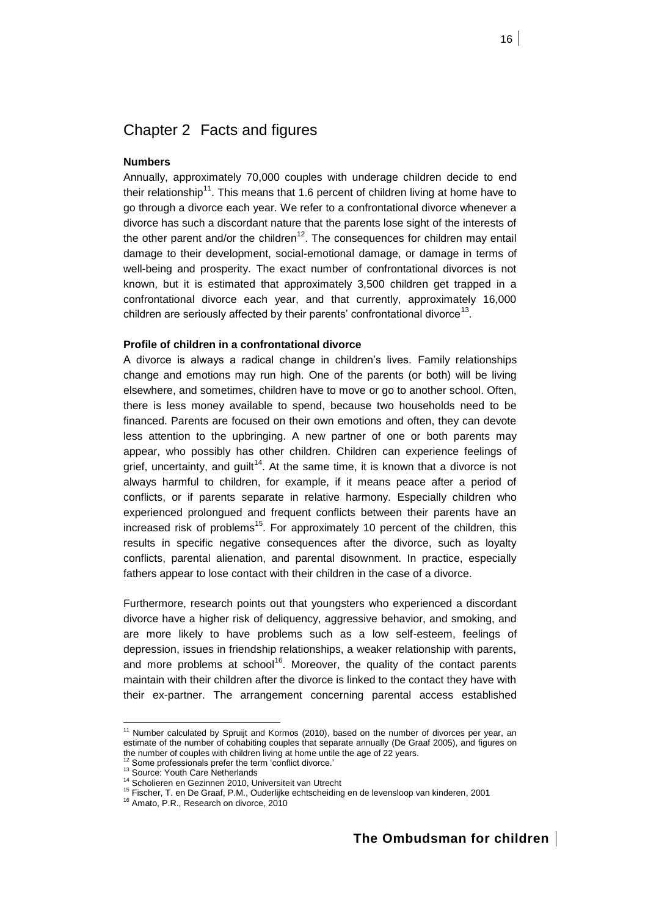# Chapter 2 Facts and figures

**Numbers**

Annually, approximately 70,000 couples with underage children decide to end their relationship[11]. This means that 1.6 percent of children living at home have to go through a divorce each year. We refer to a confrontational divorce whenever a divorce has such a discordant nature that the parents lose sight of the interests of the other parent and/or the children[12]. The consequences for children may entail damage to their development, social-emotional damage, or damage in terms of well-being and prosperity. The exact number of confrontational divorces is not known, but it is estimated that approximately 3,500 children get trapped in a confrontational divorce each year, and that currently, approximately 16,000 children are seriously affected by their parents' confrontational divorce[13].

**Profile of children in a confrontational divorce**

A divorce is always a radical change in children's lives. Family relationships change and emotions may run high. One of the parents (or both) will be living elsewhere, and sometimes, children have to move or go to another school. Often, there is less money available to spend, because two households need to be financed. Parents are focused on their own emotions and often, they can devote less attention to the upbringing. A new partner of one or both parents may appear, who possibly has other children. Children can experience feelings of grief, uncertainty, and guilt[14]. At the same time, it is known that a divorce is not always harmful to children, for example, if it means peace after a period of conflicts, or if parents separate in relative harmony. Especially children who experienced prolongued and frequent conflicts between their parents have an increased risk of problems[15]. For approximately 10 percent of the children, this results in specific negative consequences after the divorce, such as loyalty conflicts, parental alienation, and parental disownment. In practice, especially fathers appear to lose contact with their children in the case of a divorce.

Furthermore, research points out that youngsters who experienced a discordant divorce have a higher risk of deliquency, aggressive behavior, and smoking, and are more likely to have problems such as a low self-esteem, feelings of depression, issues in friendship relationships, a weaker relationship with parents, and more problems at school[16]. Moreover, the quality of the contact parents maintain with their children after the divorce is linked to the contact they have with their ex-partner. The arrangement concerning parental access established

---

[11] Number calculated by Spruijt and Kormos (2010), based on the number of divorces per year, an estimate of the number of cohabiting couples that separate annually (De Graaf 2005), and figures on the number of couples with children living at home untile the age of 22 years.

[12] Some professionals prefer the term 'conflict divorce.'

[13] Source: Youth Care Netherlands

[14] Scholieren en Gezinnen 2010, Universiteit van Utrecht

[15] Fischer, T. en De Graaf, P.M., Ouderlijke echtscheiding en de levensloop van kinderen, 2001

[16] Amato, P.R., Research on divorce, 2010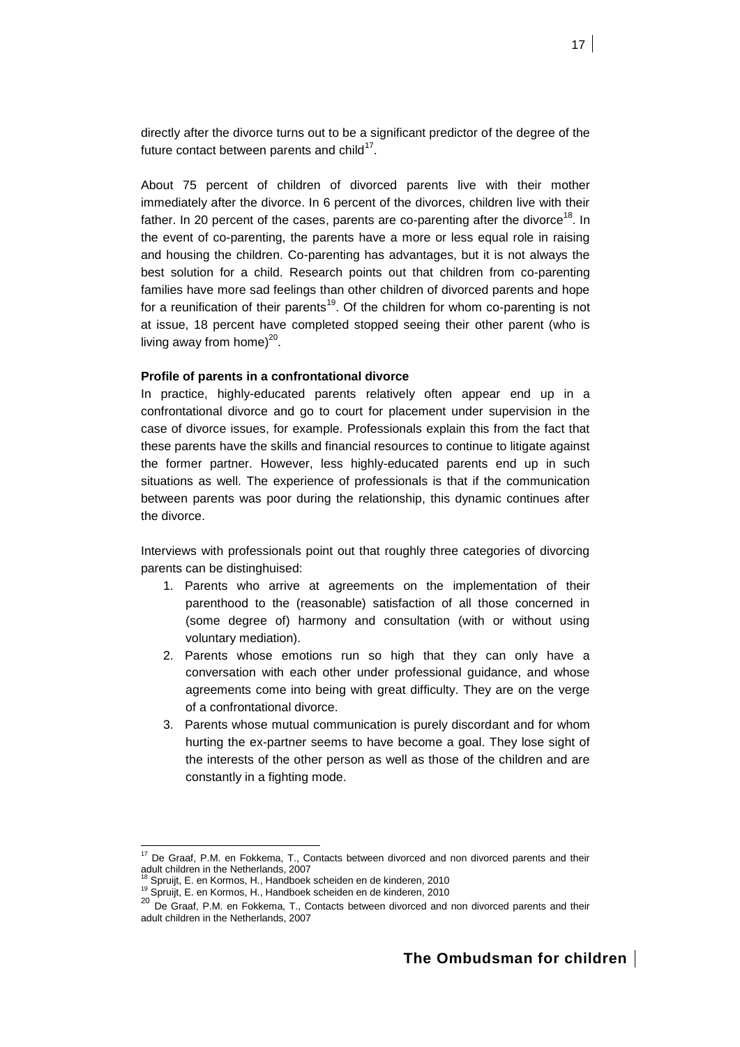directly after the divorce turns out to be a significant predictor of the degree of the future contact between parents and child[17].

About 75 percent of children of divorced parents live with their mother immediately after the divorce. In 6 percent of the divorces, children live with their father. In 20 percent of the cases, parents are co-parenting after the divorce[18]. In the event of co-parenting, the parents have a more or less equal role in raising and housing the children. Co-parenting has advantages, but it is not always the best solution for a child. Research points out that children from co-parenting families have more sad feelings than other children of divorced parents and hope for a reunification of their parents[19]. Of the children for whom co-parenting is not at issue, 18 percent have completed stopped seeing their other parent (who is living away from home)[20].

**Profile of parents in a confrontational divorce**

In practice, highly-educated parents relatively often appear end up in a confrontational divorce and go to court for placement under supervision in the case of divorce issues, for example. Professionals explain this from the fact that these parents have the skills and financial resources to continue to litigate against the former partner. However, less highly-educated parents end up in such situations as well. The experience of professionals is that if the communication between parents was poor during the relationship, this dynamic continues after the divorce.

Interviews with professionals point out that roughly three categories of divorcing parents can be distinghuised:

1. Parents who arrive at agreements on the implementation of their parenthood to the (reasonable) satisfaction of all those concerned in (some degree of) harmony and consultation (with or without using voluntary mediation).
2. Parents whose emotions run so high that they can only have a conversation with each other under professional guidance, and whose agreements come into being with great difficulty. They are on the verge of a confrontational divorce.
3. Parents whose mutual communication is purely discordant and for whom hurting the ex-partner seems to have become a goal. They lose sight of the interests of the other person as well as those of the children and are constantly in a fighting mode.

---

[17] De Graaf, P.M. en Fokkema, T., Contacts between divorced and non divorced parents and their adult children in the Netherlands, 2007

[18] Spruijt, E. en Kormos, H., Handboek scheiden en de kinderen, 2010

[19] Spruijt, E. en Kormos, H., Handboek scheiden en de kinderen, 2010

[20] De Graaf, P.M. en Fokkema, T., Contacts between divorced and non divorced parents and their adult children in the Netherlands, 2007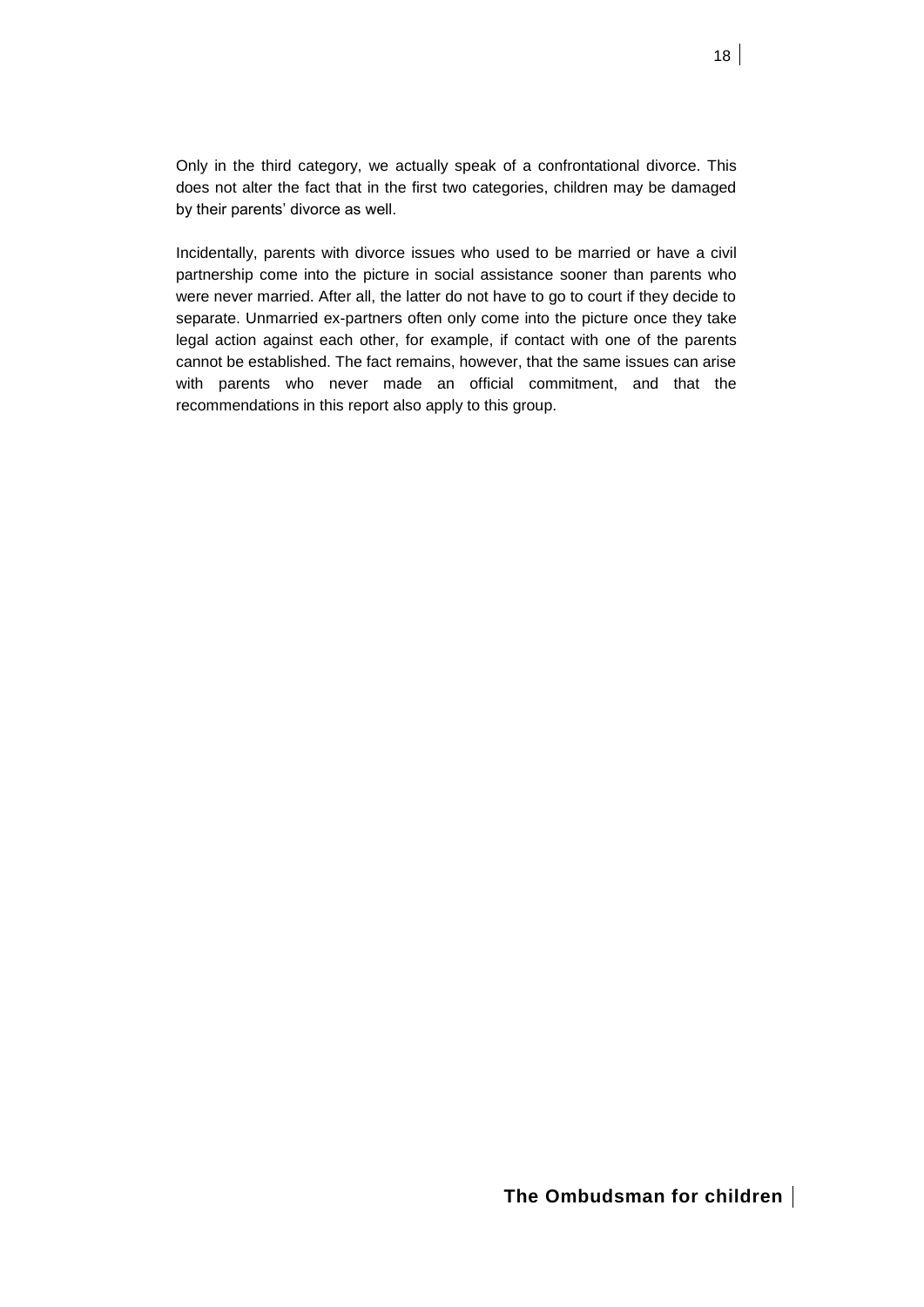Only in the third category, we actually speak of a confrontational divorce. This does not alter the fact that in the first two categories, children may be damaged by their parents' divorce as well.

Incidentally, parents with divorce issues who used to be married or have a civil partnership come into the picture in social assistance sooner than parents who were never married. After all, the latter do not have to go to court if they decide to separate. Unmarried ex-partners often only come into the picture once they take legal action against each other, for example, if contact with one of the parents cannot be established. The fact remains, however, that the same issues can arise with parents who never made an official commitment, and that the recommendations in this report also apply to this group.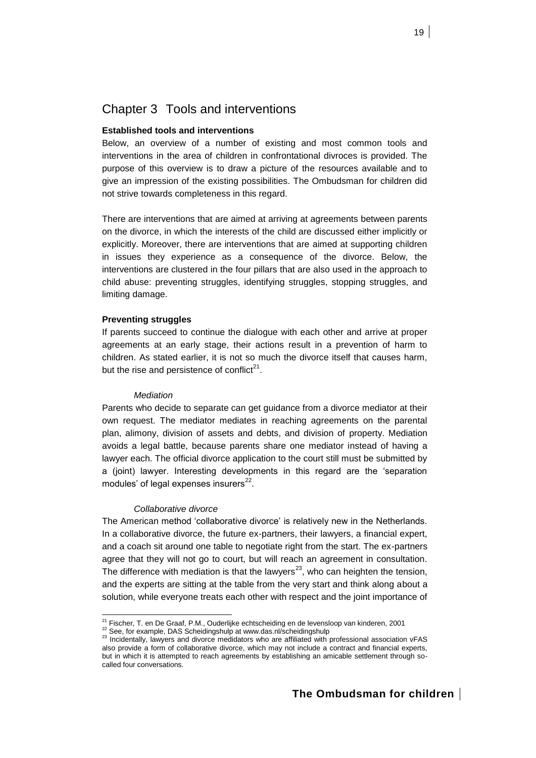# Chapter 3 Tools and interventions

**Established tools and interventions**

Below, an overview of a number of existing and most common tools and interventions in the area of children in confrontational divroces is provided. The purpose of this overview is to draw a picture of the resources available and to give an impression of the existing possibilities. The Ombudsman for children did not strive towards completeness in this regard.

There are interventions that are aimed at arriving at agreements between parents on the divorce, in which the interests of the child are discussed either implicitly or explicitly. Moreover, there are interventions that are aimed at supporting children in issues they experience as a consequence of the divorce. Below, the interventions are clustered in the four pillars that are also used in the approach to child abuse: preventing struggles, identifying struggles, stopping struggles, and limiting damage.

**Preventing struggles**

If parents succeed to continue the dialogue with each other and arrive at proper agreements at an early stage, their actions result in a prevention of harm to children. As stated earlier, it is not so much the divorce itself that causes harm, but the rise and persistence of conflict[21].

*Mediation*

Parents who decide to separate can get guidance from a divorce mediator at their own request. The mediator mediates in reaching agreements on the parental plan, alimony, division of assets and debts, and division of property. Mediation avoids a legal battle, because parents share one mediator instead of having a lawyer each. The official divorce application to the court still must be submitted by a (joint) lawyer. Interesting developments in this regard are the 'separation modules' of legal expenses insurers[22].

*Collaborative divorce*

The American method 'collaborative divorce' is relatively new in the Netherlands. In a collaborative divorce, the future ex-partners, their lawyers, a financial expert, and a coach sit around one table to negotiate right from the start. The ex-partners agree that they will not go to court, but will reach an agreement in consultation. The difference with mediation is that the lawyers[23], who can heighten the tension, and the experts are sitting at the table from the very start and think along about a solution, while everyone treats each other with respect and the joint importance of

---

[21] Fischer, T. en De Graaf, P.M., Ouderlijke echtscheiding en de levensloop van kinderen, 2001

[22] See, for example, DAS Scheidingshulp at www.das.nl/scheidingshulp

[23] Incidentally, lawyers and divorce medidators who are affiliated with professional association vFAS also provide a form of collaborative divorce, which may not include a contract and financial experts, but in which it is attempted to reach agreements by establishing an amicable settlement through so-called four conversations.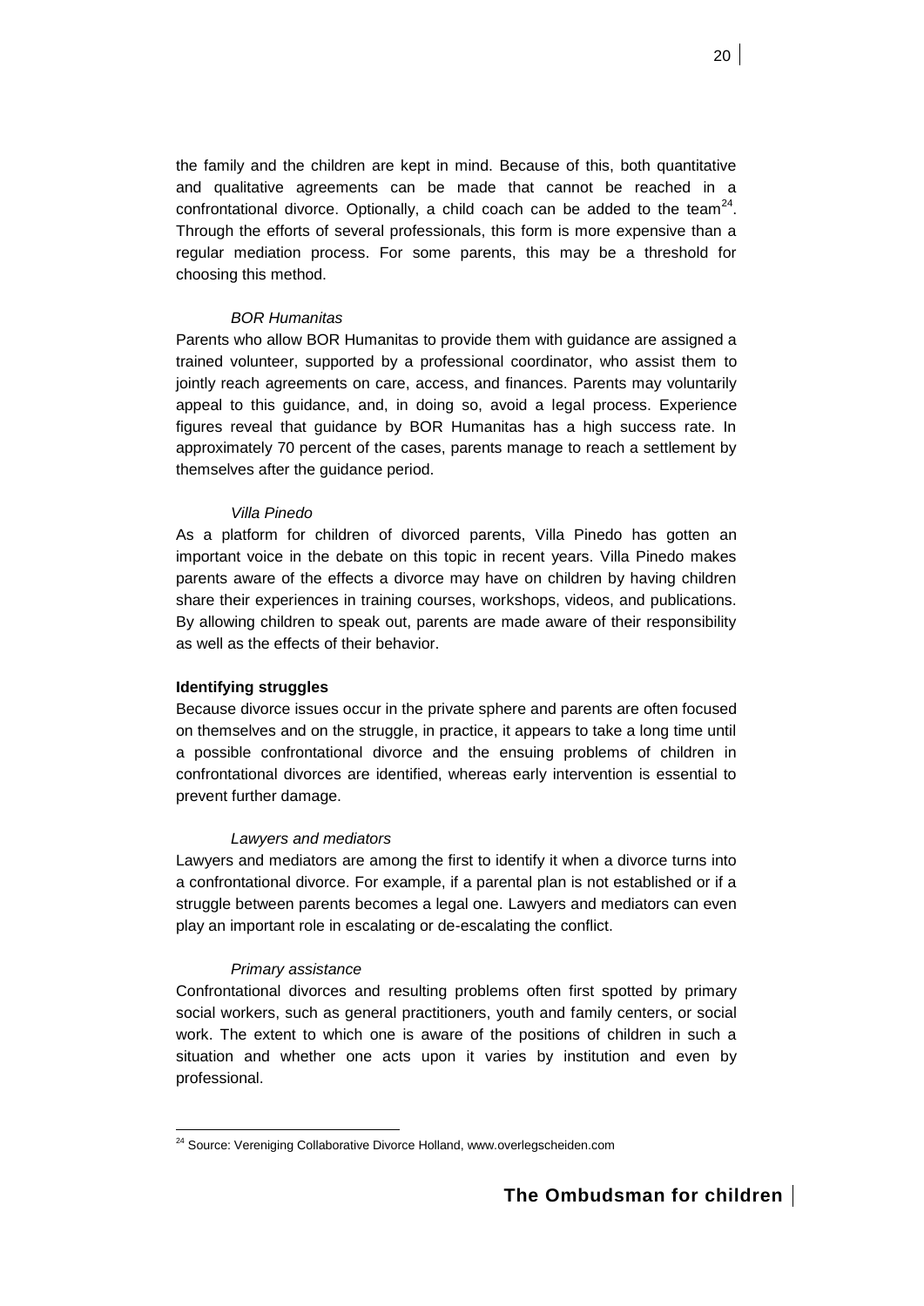the family and the children are kept in mind. Because of this, both quantitative and qualitative agreements can be made that cannot be reached in a confrontational divorce. Optionally, a child coach can be added to the team[24]. Through the efforts of several professionals, this form is more expensive than a regular mediation process. For some parents, this may be a threshold for choosing this method.

*BOR Humanitas*

Parents who allow BOR Humanitas to provide them with guidance are assigned a trained volunteer, supported by a professional coordinator, who assist them to jointly reach agreements on care, access, and finances. Parents may voluntarily appeal to this guidance, and, in doing so, avoid a legal process. Experience figures reveal that guidance by BOR Humanitas has a high success rate. In approximately 70 percent of the cases, parents manage to reach a settlement by themselves after the guidance period.

*Villa Pinedo*

As a platform for children of divorced parents, Villa Pinedo has gotten an important voice in the debate on this topic in recent years. Villa Pinedo makes parents aware of the effects a divorce may have on children by having children share their experiences in training courses, workshops, videos, and publications. By allowing children to speak out, parents are made aware of their responsibility as well as the effects of their behavior.

**Identifying struggles**

Because divorce issues occur in the private sphere and parents are often focused on themselves and on the struggle, in practice, it appears to take a long time until a possible confrontational divorce and the ensuing problems of children in confrontational divorces are identified, whereas early intervention is essential to prevent further damage.

*Lawyers and mediators*

Lawyers and mediators are among the first to identify it when a divorce turns into a confrontational divorce. For example, if a parental plan is not established or if a struggle between parents becomes a legal one. Lawyers and mediators can even play an important role in escalating or de-escalating the conflict.

*Primary assistance*

Confrontational divorces and resulting problems often first spotted by primary social workers, such as general practitioners, youth and family centers, or social work. The extent to which one is aware of the positions of children in such a situation and whether one acts upon it varies by institution and even by professional.

[24] Source: Vereniging Collaborative Divorce Holland, www.overlegscheiden.com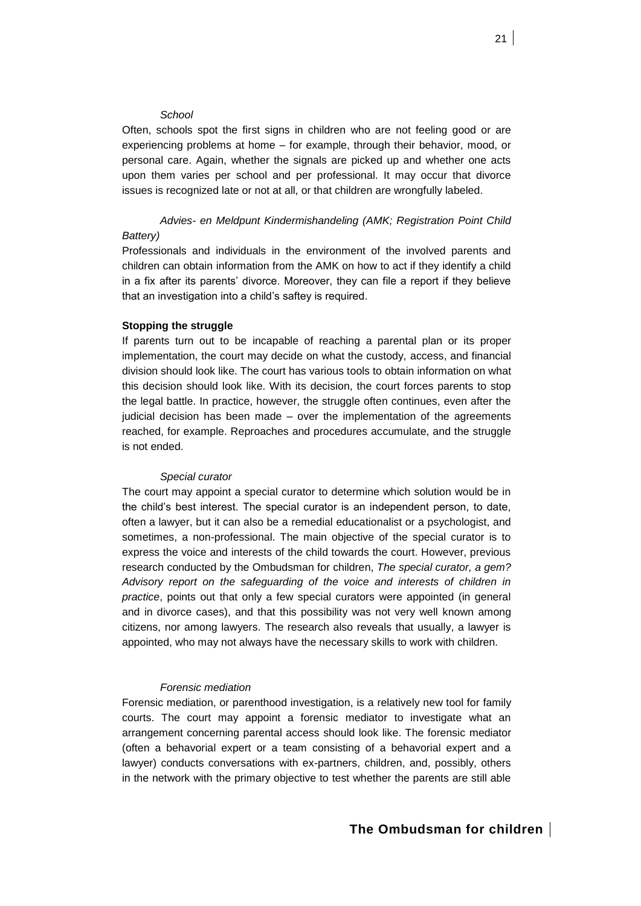*School*

Often, schools spot the first signs in children who are not feeling good or are experiencing problems at home – for example, through their behavior, mood, or personal care. Again, whether the signals are picked up and whether one acts upon them varies per school and per professional. It may occur that divorce issues is recognized late or not at all, or that children are wrongfully labeled.

*Advies- en Meldpunt Kindermishandeling (AMK; Registration Point Child Battery)*

Professionals and individuals in the environment of the involved parents and children can obtain information from the AMK on how to act if they identify a child in a fix after its parents' divorce. Moreover, they can file a report if they believe that an investigation into a child's saftey is required.

**Stopping the struggle**

If parents turn out to be incapable of reaching a parental plan or its proper implementation, the court may decide on what the custody, access, and financial division should look like. The court has various tools to obtain information on what this decision should look like. With its decision, the court forces parents to stop the legal battle. In practice, however, the struggle often continues, even after the judicial decision has been made – over the implementation of the agreements reached, for example. Reproaches and procedures accumulate, and the struggle is not ended.

*Special curator*

The court may appoint a special curator to determine which solution would be in the child's best interest. The special curator is an independent person, to date, often a lawyer, but it can also be a remedial educationalist or a psychologist, and sometimes, a non-professional. The main objective of the special curator is to express the voice and interests of the child towards the court. However, previous research conducted by the Ombudsman for children, *The special curator, a gem? Advisory report on the safeguarding of the voice and interests of children in practice*, points out that only a few special curators were appointed (in general and in divorce cases), and that this possibility was not very well known among citizens, nor among lawyers. The research also reveals that usually, a lawyer is appointed, who may not always have the necessary skills to work with children.

*Forensic mediation*

Forensic mediation, or parenthood investigation, is a relatively new tool for family courts. The court may appoint a forensic mediator to investigate what an arrangement concerning parental access should look like. The forensic mediator (often a behavorial expert or a team consisting of a behavorial expert and a lawyer) conducts conversations with ex-partners, children, and, possibly, others in the network with the primary objective to test whether the parents are still able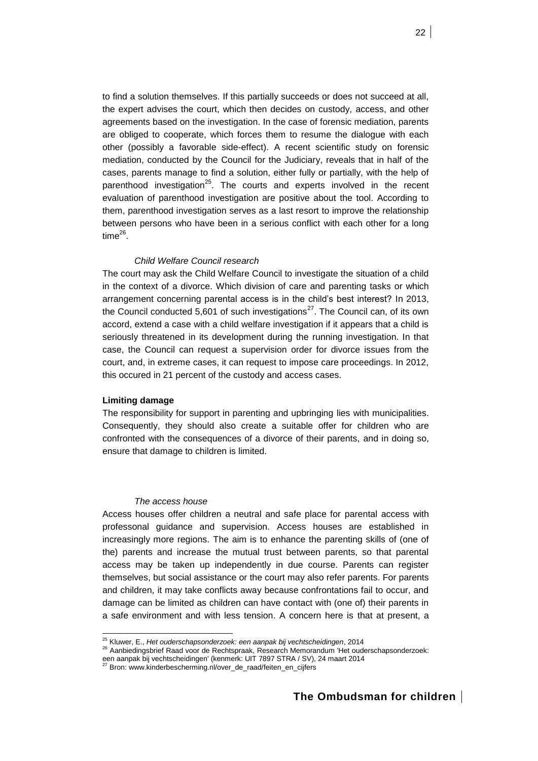to find a solution themselves. If this partially succeeds or does not succeed at all, the expert advises the court, which then decides on custody, access, and other agreements based on the investigation. In the case of forensic mediation, parents are obliged to cooperate, which forces them to resume the dialogue with each other (possibly a favorable side-effect). A recent scientific study on forensic mediation, conducted by the Council for the Judiciary, reveals that in half of the cases, parents manage to find a solution, either fully or partially, with the help of parenthood investigation[25]. The courts and experts involved in the recent evaluation of parenthood investigation are positive about the tool. According to them, parenthood investigation serves as a last resort to improve the relationship between persons who have been in a serious conflict with each other for a long time[26].

*Child Welfare Council research*

The court may ask the Child Welfare Council to investigate the situation of a child in the context of a divorce. Which division of care and parenting tasks or which arrangement concerning parental access is in the child's best interest? In 2013, the Council conducted 5,601 of such investigations[27]. The Council can, of its own accord, extend a case with a child welfare investigation if it appears that a child is seriously threatened in its development during the running investigation. In that case, the Council can request a supervision order for divorce issues from the court, and, in extreme cases, it can request to impose care proceedings. In 2012, this occured in 21 percent of the custody and access cases.

**Limiting damage**

The responsibility for support in parenting and upbringing lies with municipalities. Consequently, they should also create a suitable offer for children who are confronted with the consequences of a divorce of their parents, and in doing so, ensure that damage to children is limited.

*The access house*

Access houses offer children a neutral and safe place for parental access with professonal guidance and supervision. Access houses are established in increasingly more regions. The aim is to enhance the parenting skills of (one of the) parents and increase the mutual trust between parents, so that parental access may be taken up independently in due course. Parents can register themselves, but social assistance or the court may also refer parents. For parents and children, it may take conflicts away because confrontations fail to occur, and damage can be limited as children can have contact with (one of) their parents in a safe environment and with less tension. A concern here is that at present, a

---

[25] Kluwer, E., *Het ouderschapsonderzoek: een aanpak bij vechtscheidingen*, 2014

[26] Aanbiedingsbrief Raad voor de Rechtspraak, Research Memorandum 'Het ouderschapsonderzoek: een aanpak bij vechtscheidingen' (kenmerk: UIT 7897 STRA / SV), 24 maart 2014

[27] Bron: www.kinderbescherming.nl/over_de_raad/feiten_en_cijfers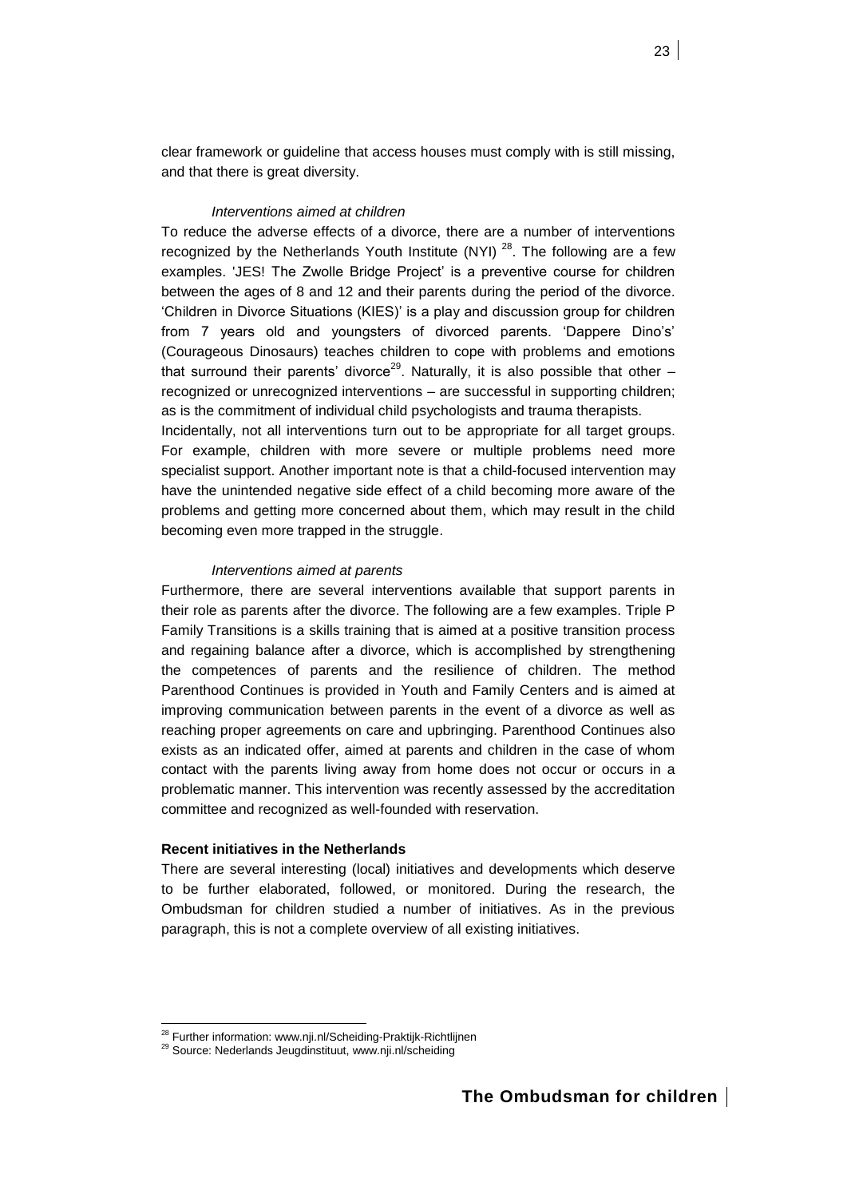clear framework or guideline that access houses must comply with is still missing, and that there is great diversity.

*Interventions aimed at children*

To reduce the adverse effects of a divorce, there are a number of interventions recognized by the Netherlands Youth Institute (NYI) [28]. The following are a few examples. 'JES! The Zwolle Bridge Project' is a preventive course for children between the ages of 8 and 12 and their parents during the period of the divorce. 'Children in Divorce Situations (KIES)' is a play and discussion group for children from 7 years old and youngsters of divorced parents. 'Dappere Dino's' (Courageous Dinosaurs) teaches children to cope with problems and emotions that surround their parents' divorce[29]. Naturally, it is also possible that other – recognized or unrecognized interventions – are successful in supporting children; as is the commitment of individual child psychologists and trauma therapists.
Incidentally, not all interventions turn out to be appropriate for all target groups. For example, children with more severe or multiple problems need more specialist support. Another important note is that a child-focused intervention may have the unintended negative side effect of a child becoming more aware of the problems and getting more concerned about them, which may result in the child becoming even more trapped in the struggle.

*Interventions aimed at parents*

Furthermore, there are several interventions available that support parents in their role as parents after the divorce. The following are a few examples. Triple P Family Transitions is a skills training that is aimed at a positive transition process and regaining balance after a divorce, which is accomplished by strengthening the competences of parents and the resilience of children. The method Parenthood Continues is provided in Youth and Family Centers and is aimed at improving communication between parents in the event of a divorce as well as reaching proper agreements on care and upbringing. Parenthood Continues also exists as an indicated offer, aimed at parents and children in the case of whom contact with the parents living away from home does not occur or occurs in a problematic manner. This intervention was recently assessed by the accreditation committee and recognized as well-founded with reservation.

**Recent initiatives in the Netherlands**

There are several interesting (local) initiatives and developments which deserve to be further elaborated, followed, or monitored. During the research, the Ombudsman for children studied a number of initiatives. As in the previous paragraph, this is not a complete overview of all existing initiatives.

---

[28] Further information: www.nji.nl/Scheiding-Praktijk-Richtlijnen

[29] Source: Nederlands Jeugdinstituut, www.nji.nl/scheiding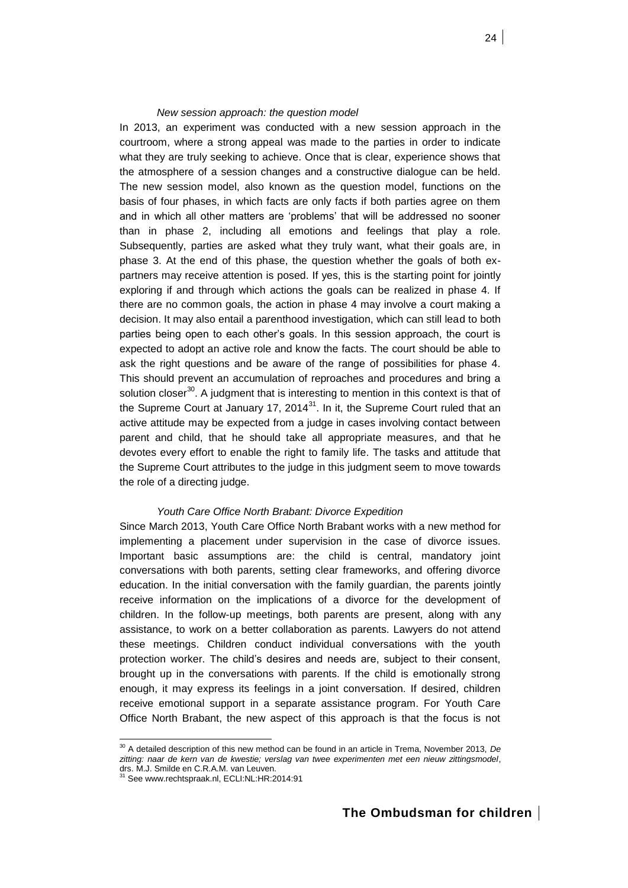*New session approach: the question model*

In 2013, an experiment was conducted with a new session approach in the courtroom, where a strong appeal was made to the parties in order to indicate what they are truly seeking to achieve. Once that is clear, experience shows that the atmosphere of a session changes and a constructive dialogue can be held. The new session model, also known as the question model, functions on the basis of four phases, in which facts are only facts if both parties agree on them and in which all other matters are 'problems' that will be addressed no sooner than in phase 2, including all emotions and feelings that play a role. Subsequently, parties are asked what they truly want, what their goals are, in phase 3. At the end of this phase, the question whether the goals of both ex-partners may receive attention is posed. If yes, this is the starting point for jointly exploring if and through which actions the goals can be realized in phase 4. If there are no common goals, the action in phase 4 may involve a court making a decision. It may also entail a parenthood investigation, which can still lead to both parties being open to each other's goals. In this session approach, the court is expected to adopt an active role and know the facts. The court should be able to ask the right questions and be aware of the range of possibilities for phase 4. This should prevent an accumulation of reproaches and procedures and bring a solution closer[30]. A judgment that is interesting to mention in this context is that of the Supreme Court at January 17, 2014[31]. In it, the Supreme Court ruled that an active attitude may be expected from a judge in cases involving contact between parent and child, that he should take all appropriate measures, and that he devotes every effort to enable the right to family life. The tasks and attitude that the Supreme Court attributes to the judge in this judgment seem to move towards the role of a directing judge.

*Youth Care Office North Brabant: Divorce Expedition*

Since March 2013, Youth Care Office North Brabant works with a new method for implementing a placement under supervision in the case of divorce issues. Important basic assumptions are: the child is central, mandatory joint conversations with both parents, setting clear frameworks, and offering divorce education. In the initial conversation with the family guardian, the parents jointly receive information on the implications of a divorce for the development of children. In the follow-up meetings, both parents are present, along with any assistance, to work on a better collaboration as parents. Lawyers do not attend these meetings. Children conduct individual conversations with the youth protection worker. The child's desires and needs are, subject to their consent, brought up in the conversations with parents. If the child is emotionally strong enough, it may express its feelings in a joint conversation. If desired, children receive emotional support in a separate assistance program. For Youth Care Office North Brabant, the new aspect of this approach is that the focus is not

---

[30] A detailed description of this new method can be found in an article in Trema, November 2013, *De zitting: naar de kern van de kwestie; verslag van twee experimenten met een nieuw zittingsmodel*, drs. M.J. Smilde en C.R.A.M. van Leuven.

[31] See www.rechtspraak.nl, ECLI:NL:HR:2014:91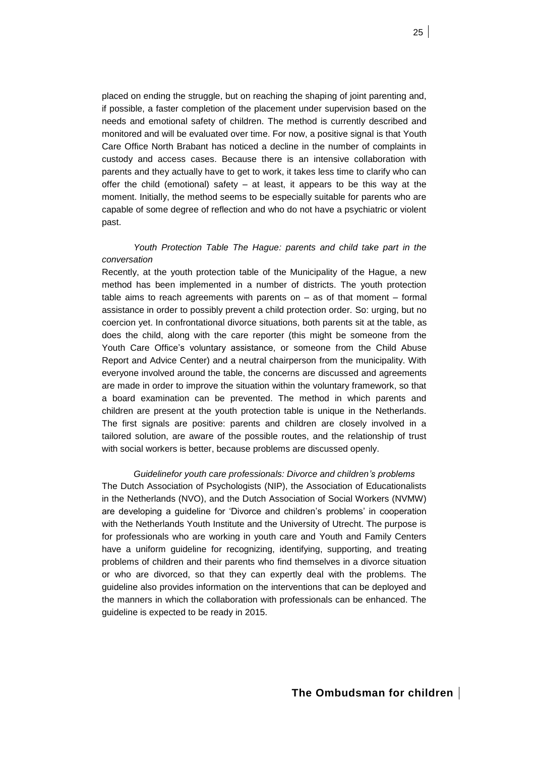placed on ending the struggle, but on reaching the shaping of joint parenting and, if possible, a faster completion of the placement under supervision based on the needs and emotional safety of children. The method is currently described and monitored and will be evaluated over time. For now, a positive signal is that Youth Care Office North Brabant has noticed a decline in the number of complaints in custody and access cases. Because there is an intensive collaboration with parents and they actually have to get to work, it takes less time to clarify who can offer the child (emotional) safety – at least, it appears to be this way at the moment. Initially, the method seems to be especially suitable for parents who are capable of some degree of reflection and who do not have a psychiatric or violent past.

*Youth Protection Table The Hague: parents and child take part in the conversation*

Recently, at the youth protection table of the Municipality of the Hague, a new method has been implemented in a number of districts. The youth protection table aims to reach agreements with parents on – as of that moment – formal assistance in order to possibly prevent a child protection order. So: urging, but no coercion yet. In confrontational divorce situations, both parents sit at the table, as does the child, along with the care reporter (this might be someone from the Youth Care Office's voluntary assistance, or someone from the Child Abuse Report and Advice Center) and a neutral chairperson from the municipality. With everyone involved around the table, the concerns are discussed and agreements are made in order to improve the situation within the voluntary framework, so that a board examination can be prevented. The method in which parents and children are present at the youth protection table is unique in the Netherlands. The first signals are positive: parents and children are closely involved in a tailored solution, are aware of the possible routes, and the relationship of trust with social workers is better, because problems are discussed openly.

*Guidelinefor youth care professionals: Divorce and children's problems*

The Dutch Association of Psychologists (NIP), the Association of Educationalists in the Netherlands (NVO), and the Dutch Association of Social Workers (NVMW) are developing a guideline for 'Divorce and children's problems' in cooperation with the Netherlands Youth Institute and the University of Utrecht. The purpose is for professionals who are working in youth care and Youth and Family Centers have a uniform guideline for recognizing, identifying, supporting, and treating problems of children and their parents who find themselves in a divorce situation or who are divorced, so that they can expertly deal with the problems. The guideline also provides information on the interventions that can be deployed and the manners in which the collaboration with professionals can be enhanced. The guideline is expected to be ready in 2015.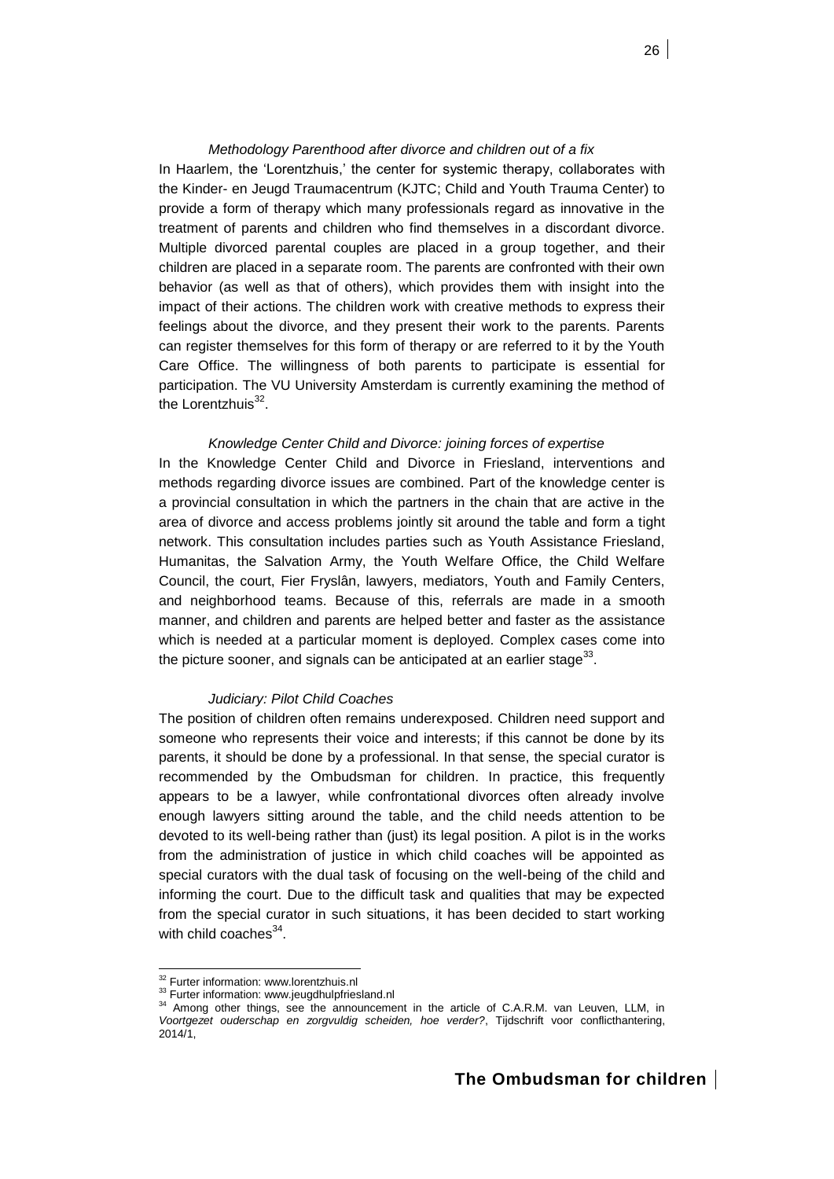*Methodology Parenthood after divorce and children out of a fix*

In Haarlem, the 'Lorentzhuis,' the center for systemic therapy, collaborates with the Kinder- en Jeugd Traumacentrum (KJTC; Child and Youth Trauma Center) to provide a form of therapy which many professionals regard as innovative in the treatment of parents and children who find themselves in a discordant divorce. Multiple divorced parental couples are placed in a group together, and their children are placed in a separate room. The parents are confronted with their own behavior (as well as that of others), which provides them with insight into the impact of their actions. The children work with creative methods to express their feelings about the divorce, and they present their work to the parents. Parents can register themselves for this form of therapy or are referred to it by the Youth Care Office. The willingness of both parents to participate is essential for participation. The VU University Amsterdam is currently examining the method of the Lorentzhuis[32].

*Knowledge Center Child and Divorce: joining forces of expertise*

In the Knowledge Center Child and Divorce in Friesland, interventions and methods regarding divorce issues are combined. Part of the knowledge center is a provincial consultation in which the partners in the chain that are active in the area of divorce and access problems jointly sit around the table and form a tight network. This consultation includes parties such as Youth Assistance Friesland, Humanitas, the Salvation Army, the Youth Welfare Office, the Child Welfare Council, the court, Fier Fryslân, lawyers, mediators, Youth and Family Centers, and neighborhood teams. Because of this, referrals are made in a smooth manner, and children and parents are helped better and faster as the assistance which is needed at a particular moment is deployed. Complex cases come into the picture sooner, and signals can be anticipated at an earlier stage[33].

*Judiciary: Pilot Child Coaches*

The position of children often remains underexposed. Children need support and someone who represents their voice and interests; if this cannot be done by its parents, it should be done by a professional. In that sense, the special curator is recommended by the Ombudsman for children. In practice, this frequently appears to be a lawyer, while confrontational divorces often already involve enough lawyers sitting around the table, and the child needs attention to be devoted to its well-being rather than (just) its legal position. A pilot is in the works from the administration of justice in which child coaches will be appointed as special curators with the dual task of focusing on the well-being of the child and informing the court. Due to the difficult task and qualities that may be expected from the special curator in such situations, it has been decided to start working with child coaches[34].

---

[32] Furter information: www.lorentzhuis.nl

[33] Furter information: www.jeugdhulpfriesland.nl

[34] Among other things, see the announcement in the article of C.A.R.M. van Leuven, LLM, in *Voortgezet ouderschap en zorgvuldig scheiden, hoe verder?*, Tijdschrift voor conflicthantering, 2014/1,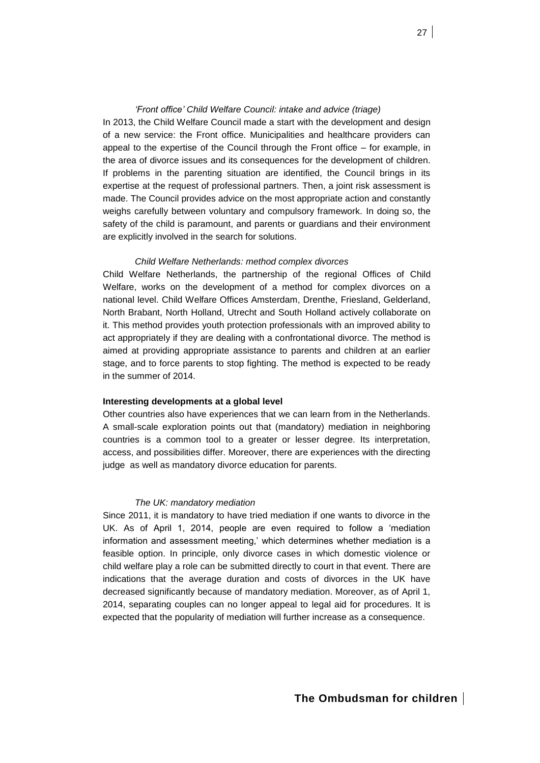*'Front office' Child Welfare Council: intake and advice (triage)*

In 2013, the Child Welfare Council made a start with the development and design of a new service: the Front office. Municipalities and healthcare providers can appeal to the expertise of the Council through the Front office – for example, in the area of divorce issues and its consequences for the development of children. If problems in the parenting situation are identified, the Council brings in its expertise at the request of professional partners. Then, a joint risk assessment is made. The Council provides advice on the most appropriate action and constantly weighs carefully between voluntary and compulsory framework. In doing so, the safety of the child is paramount, and parents or guardians and their environment are explicitly involved in the search for solutions.

*Child Welfare Netherlands: method complex divorces*

Child Welfare Netherlands, the partnership of the regional Offices of Child Welfare, works on the development of a method for complex divorces on a national level. Child Welfare Offices Amsterdam, Drenthe, Friesland, Gelderland, North Brabant, North Holland, Utrecht and South Holland actively collaborate on it. This method provides youth protection professionals with an improved ability to act appropriately if they are dealing with a confrontational divorce. The method is aimed at providing appropriate assistance to parents and children at an earlier stage, and to force parents to stop fighting. The method is expected to be ready in the summer of 2014.

**Interesting developments at a global level**

Other countries also have experiences that we can learn from in the Netherlands. A small-scale exploration points out that (mandatory) mediation in neighboring countries is a common tool to a greater or lesser degree. Its interpretation, access, and possibilities differ. Moreover, there are experiences with the directing judge as well as mandatory divorce education for parents.

*The UK: mandatory mediation*

Since 2011, it is mandatory to have tried mediation if one wants to divorce in the UK. As of April 1, 2014, people are even required to follow a 'mediation information and assessment meeting,' which determines whether mediation is a feasible option. In principle, only divorce cases in which domestic violence or child welfare play a role can be submitted directly to court in that event. There are indications that the average duration and costs of divorces in the UK have decreased significantly because of mandatory mediation. Moreover, as of April 1, 2014, separating couples can no longer appeal to legal aid for procedures. It is expected that the popularity of mediation will further increase as a consequence.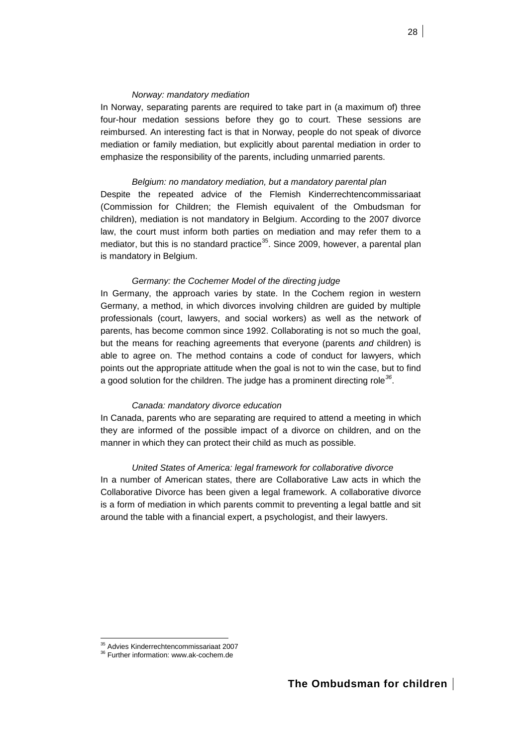*Norway: mandatory mediation*

In Norway, separating parents are required to take part in (a maximum of) three four-hour medation sessions before they go to court. These sessions are reimbursed. An interesting fact is that in Norway, people do not speak of divorce mediation or family mediation, but explicitly about parental mediation in order to emphasize the responsibility of the parents, including unmarried parents.

*Belgium: no mandatory mediation, but a mandatory parental plan*

Despite the repeated advice of the Flemish Kinderrechtencommissariaat (Commission for Children; the Flemish equivalent of the Ombudsman for children), mediation is not mandatory in Belgium. According to the 2007 divorce law, the court must inform both parties on mediation and may refer them to a mediator, but this is no standard practice[35]. Since 2009, however, a parental plan is mandatory in Belgium.

*Germany: the Cochemer Model of the directing judge*

In Germany, the approach varies by state. In the Cochem region in western Germany, a method, in which divorces involving children are guided by multiple professionals (court, lawyers, and social workers) as well as the network of parents, has become common since 1992. Collaborating is not so much the goal, but the means for reaching agreements that everyone (parents *and* children) is able to agree on. The method contains a code of conduct for lawyers, which points out the appropriate attitude when the goal is not to win the case, but to find a good solution for the children. The judge has a prominent directing role[36].

*Canada: mandatory divorce education*

In Canada, parents who are separating are required to attend a meeting in which they are informed of the possible impact of a divorce on children, and on the manner in which they can protect their child as much as possible.

*United States of America: legal framework for collaborative divorce*

In a number of American states, there are Collaborative Law acts in which the Collaborative Divorce has been given a legal framework. A collaborative divorce is a form of mediation in which parents commit to preventing a legal battle and sit around the table with a financial expert, a psychologist, and their lawyers.

---

[35] Advies Kinderrechtencommissariaat 2007

[36] Further information: www.ak-cochem.de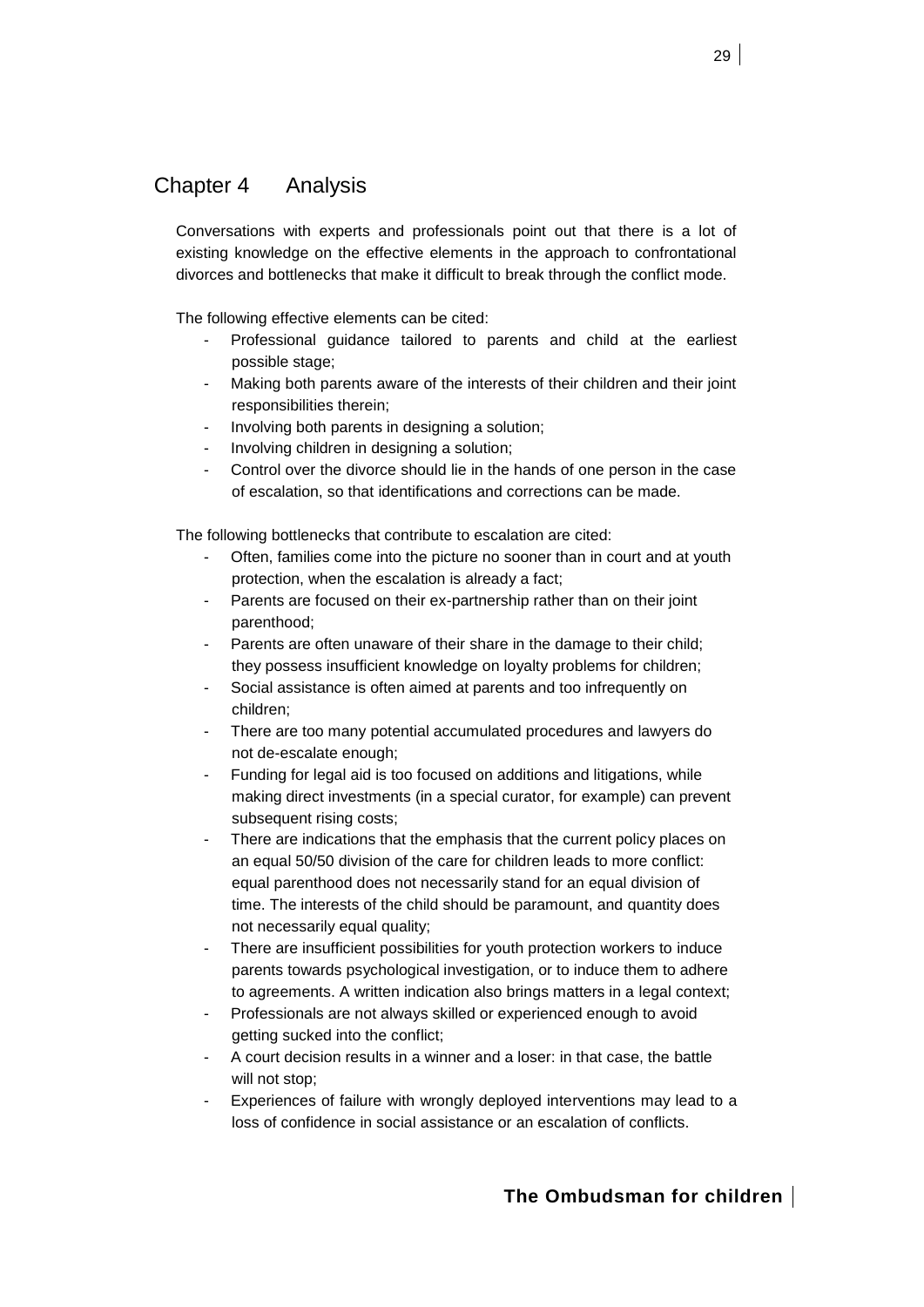# Chapter 4 Analysis

Conversations with experts and professionals point out that there is a lot of existing knowledge on the effective elements in the approach to confrontational divorces and bottlenecks that make it difficult to break through the conflict mode.

The following effective elements can be cited:

- Professional guidance tailored to parents and child at the earliest possible stage;
- Making both parents aware of the interests of their children and their joint responsibilities therein;
- Involving both parents in designing a solution;
- Involving children in designing a solution;
- Control over the divorce should lie in the hands of one person in the case of escalation, so that identifications and corrections can be made.

The following bottlenecks that contribute to escalation are cited:

- Often, families come into the picture no sooner than in court and at youth protection, when the escalation is already a fact;
- Parents are focused on their ex-partnership rather than on their joint parenthood;
- Parents are often unaware of their share in the damage to their child; they possess insufficient knowledge on loyalty problems for children;
- Social assistance is often aimed at parents and too infrequently on children;
- There are too many potential accumulated procedures and lawyers do not de-escalate enough;
- Funding for legal aid is too focused on additions and litigations, while making direct investments (in a special curator, for example) can prevent subsequent rising costs;
- There are indications that the emphasis that the current policy places on an equal 50/50 division of the care for children leads to more conflict: equal parenthood does not necessarily stand for an equal division of time. The interests of the child should be paramount, and quantity does not necessarily equal quality;
- There are insufficient possibilities for youth protection workers to induce parents towards psychological investigation, or to induce them to adhere to agreements. A written indication also brings matters in a legal context;
- Professionals are not always skilled or experienced enough to avoid getting sucked into the conflict;
- A court decision results in a winner and a loser: in that case, the battle will not stop;
- Experiences of failure with wrongly deployed interventions may lead to a loss of confidence in social assistance or an escalation of conflicts.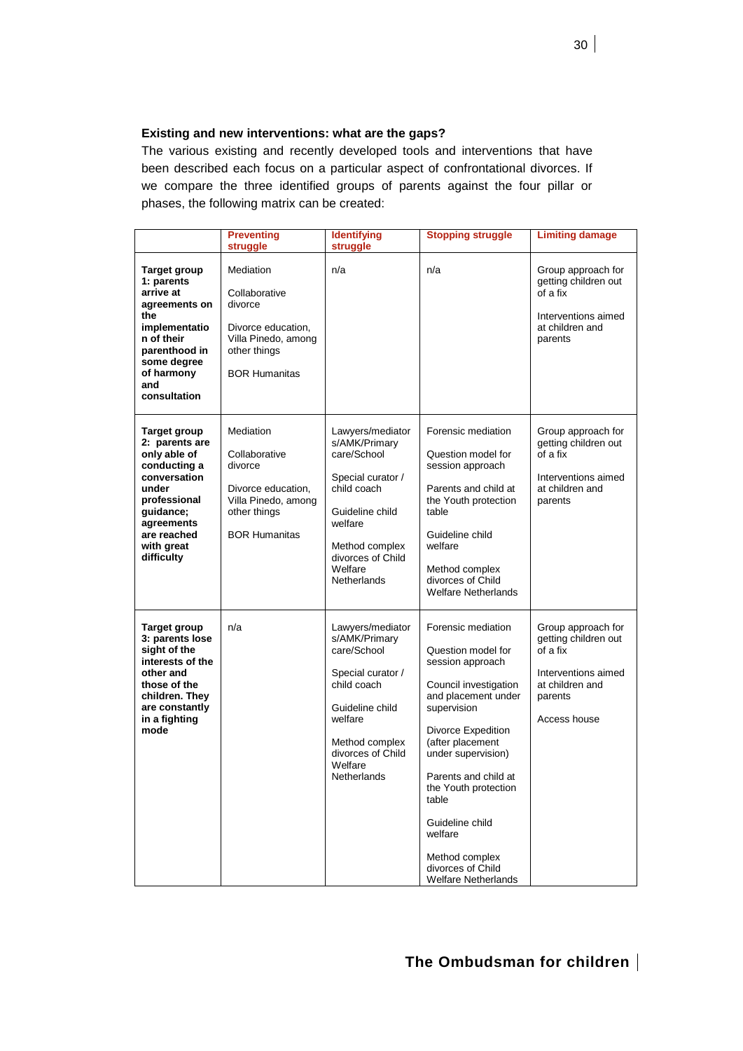**Existing and new interventions: what are the gaps?**

The various existing and recently developed tools and interventions that have been described each focus on a particular aspect of confrontational divorces. If we compare the three identified groups of parents against the four pillar or phases, the following matrix can be created:

| | Preventing struggle | Identifying struggle | Stopping struggle | Limiting damage |
|---|---|---|---|---|
| **Target group 1: parents arrive at agreements on the implementation of their parenthood in some degree of harmony and consultation** | Mediation<br><br>Collaborative divorce<br><br>Divorce education, Villa Pinedo, among other things<br><br>BOR Humanitas | n/a | n/a | Group approach for getting children out of a fix<br><br>Interventions aimed at children and parents |
| **Target group 2: parents are only able of conducting a conversation under professional guidance; agreements are reached with great difficulty** | Mediation<br><br>Collaborative divorce<br><br>Divorce education, Villa Pinedo, among other things<br><br>BOR Humanitas | Lawyers/mediators/AMK/Primary care/School<br><br>Special curator / child coach<br><br>Guideline child welfare<br><br>Method complex divorces of Child Welfare Netherlands | Forensic mediation<br><br>Question model for session approach<br><br>Parents and child at the Youth protection table<br><br>Guideline child welfare<br><br>Method complex divorces of Child Welfare Netherlands | Group approach for getting children out of a fix<br><br>Interventions aimed at children and parents |
| **Target group 3: parents lose sight of the interests of the other and those of the children. They are constantly in a fighting mode** | n/a | Lawyers/mediators/AMK/Primary care/School<br><br>Special curator / child coach<br><br>Guideline child welfare<br><br>Method complex divorces of Child Welfare Netherlands | Forensic mediation<br><br>Question model for session approach<br><br>Council investigation and placement under supervision<br><br>Divorce Expedition (after placement under supervision)<br><br>Parents and child at the Youth protection table<br><br>Guideline child welfare<br><br>Method complex divorces of Child Welfare Netherlands | Group approach for getting children out of a fix<br><br>Interventions aimed at children and parents<br><br>Access house |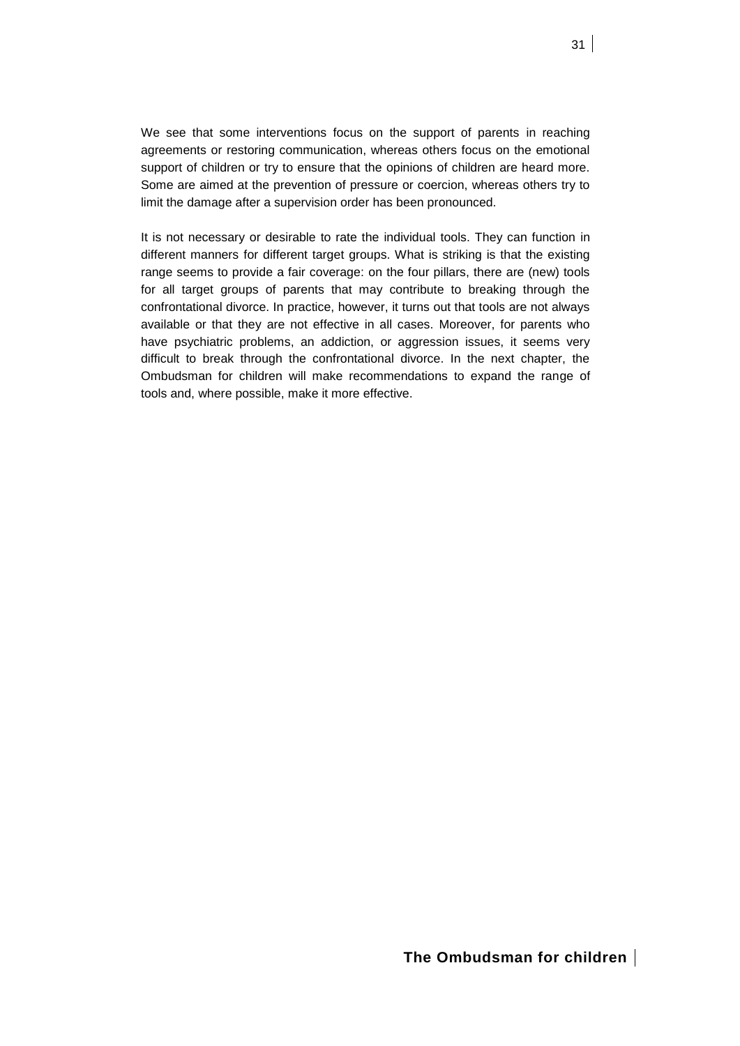We see that some interventions focus on the support of parents in reaching agreements or restoring communication, whereas others focus on the emotional support of children or try to ensure that the opinions of children are heard more. Some are aimed at the prevention of pressure or coercion, whereas others try to limit the damage after a supervision order has been pronounced.

It is not necessary or desirable to rate the individual tools. They can function in different manners for different target groups. What is striking is that the existing range seems to provide a fair coverage: on the four pillars, there are (new) tools for all target groups of parents that may contribute to breaking through the confrontational divorce. In practice, however, it turns out that tools are not always available or that they are not effective in all cases. Moreover, for parents who have psychiatric problems, an addiction, or aggression issues, it seems very difficult to break through the confrontational divorce. In the next chapter, the Ombudsman for children will make recommendations to expand the range of tools and, where possible, make it more effective.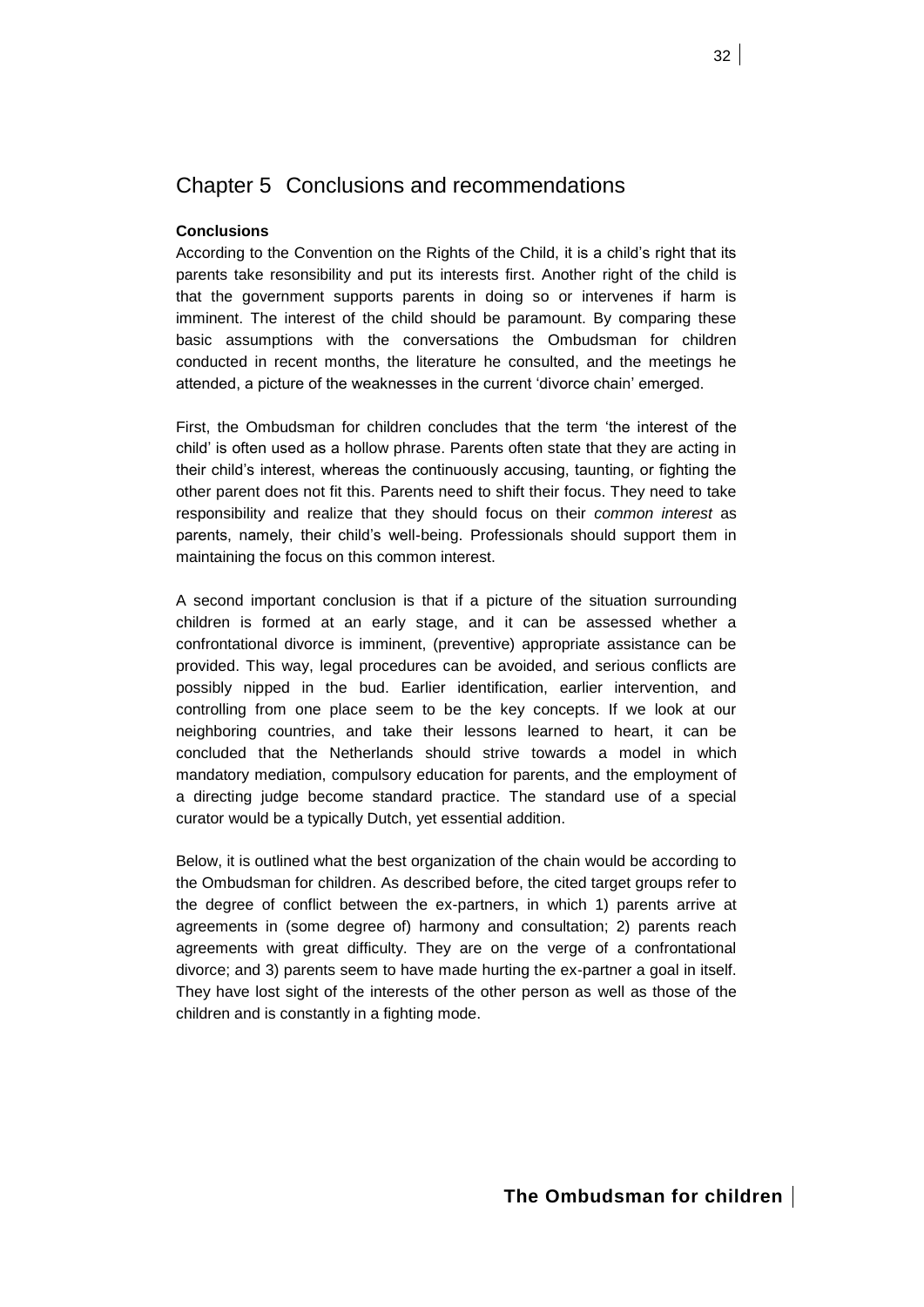# Chapter 5 Conclusions and recommendations

**Conclusions**

According to the Convention on the Rights of the Child, it is a child's right that its parents take resonsibility and put its interests first. Another right of the child is that the government supports parents in doing so or intervenes if harm is imminent. The interest of the child should be paramount. By comparing these basic assumptions with the conversations the Ombudsman for children conducted in recent months, the literature he consulted, and the meetings he attended, a picture of the weaknesses in the current 'divorce chain' emerged.

First, the Ombudsman for children concludes that the term 'the interest of the child' is often used as a hollow phrase. Parents often state that they are acting in their child's interest, whereas the continuously accusing, taunting, or fighting the other parent does not fit this. Parents need to shift their focus. They need to take responsibility and realize that they should focus on their *common interest* as parents, namely, their child's well-being. Professionals should support them in maintaining the focus on this common interest.

A second important conclusion is that if a picture of the situation surrounding children is formed at an early stage, and it can be assessed whether a confrontational divorce is imminent, (preventive) appropriate assistance can be provided. This way, legal procedures can be avoided, and serious conflicts are possibly nipped in the bud. Earlier identification, earlier intervention, and controlling from one place seem to be the key concepts. If we look at our neighboring countries, and take their lessons learned to heart, it can be concluded that the Netherlands should strive towards a model in which mandatory mediation, compulsory education for parents, and the employment of a directing judge become standard practice. The standard use of a special curator would be a typically Dutch, yet essential addition.

Below, it is outlined what the best organization of the chain would be according to the Ombudsman for children. As described before, the cited target groups refer to the degree of conflict between the ex-partners, in which 1) parents arrive at agreements in (some degree of) harmony and consultation; 2) parents reach agreements with great difficulty. They are on the verge of a confrontational divorce; and 3) parents seem to have made hurting the ex-partner a goal in itself. They have lost sight of the interests of the other person as well as those of the children and is constantly in a fighting mode.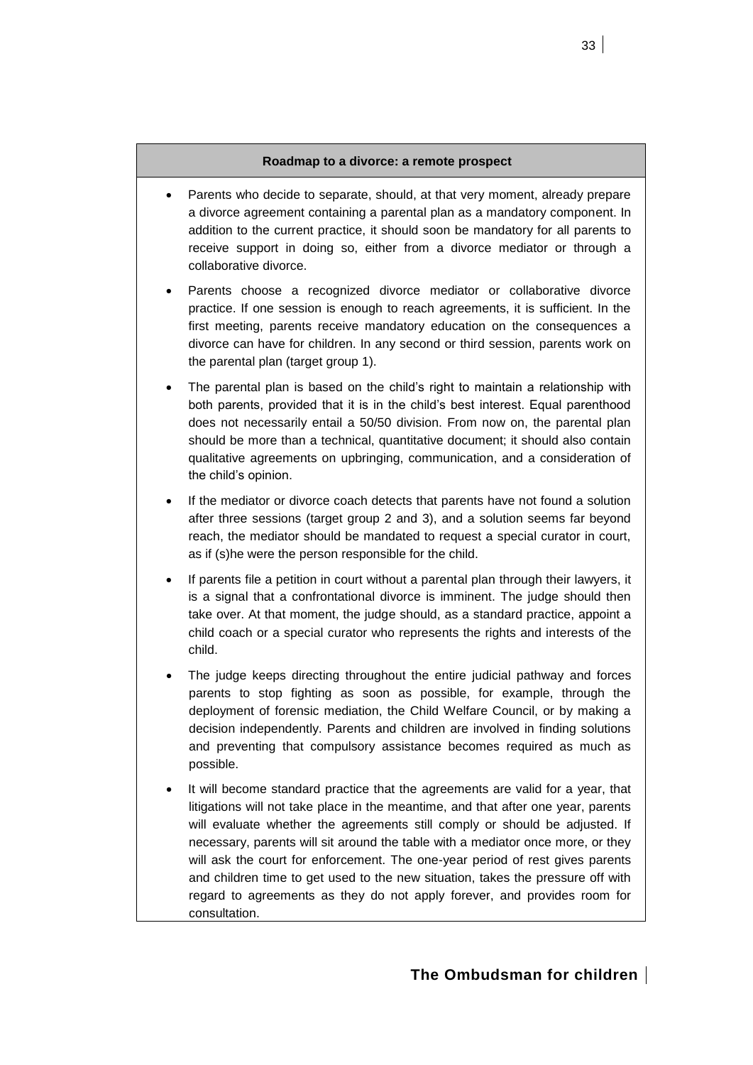**Roadmap to a divorce: a remote prospect**

- Parents who decide to separate, should, at that very moment, already prepare a divorce agreement containing a parental plan as a mandatory component. In addition to the current practice, it should soon be mandatory for all parents to receive support in doing so, either from a divorce mediator or through a collaborative divorce.
- Parents choose a recognized divorce mediator or collaborative divorce practice. If one session is enough to reach agreements, it is sufficient. In the first meeting, parents receive mandatory education on the consequences a divorce can have for children. In any second or third session, parents work on the parental plan (target group 1).
- The parental plan is based on the child's right to maintain a relationship with both parents, provided that it is in the child's best interest. Equal parenthood does not necessarily entail a 50/50 division. From now on, the parental plan should be more than a technical, quantitative document; it should also contain qualitative agreements on upbringing, communication, and a consideration of the child's opinion.
- If the mediator or divorce coach detects that parents have not found a solution after three sessions (target group 2 and 3), and a solution seems far beyond reach, the mediator should be mandated to request a special curator in court, as if (s)he were the person responsible for the child.
- If parents file a petition in court without a parental plan through their lawyers, it is a signal that a confrontational divorce is imminent. The judge should then take over. At that moment, the judge should, as a standard practice, appoint a child coach or a special curator who represents the rights and interests of the child.
- The judge keeps directing throughout the entire judicial pathway and forces parents to stop fighting as soon as possible, for example, through the deployment of forensic mediation, the Child Welfare Council, or by making a decision independently. Parents and children are involved in finding solutions and preventing that compulsory assistance becomes required as much as possible.
- It will become standard practice that the agreements are valid for a year, that litigations will not take place in the meantime, and that after one year, parents will evaluate whether the agreements still comply or should be adjusted. If necessary, parents will sit around the table with a mediator once more, or they will ask the court for enforcement. The one-year period of rest gives parents and children time to get used to the new situation, takes the pressure off with regard to agreements as they do not apply forever, and provides room for consultation.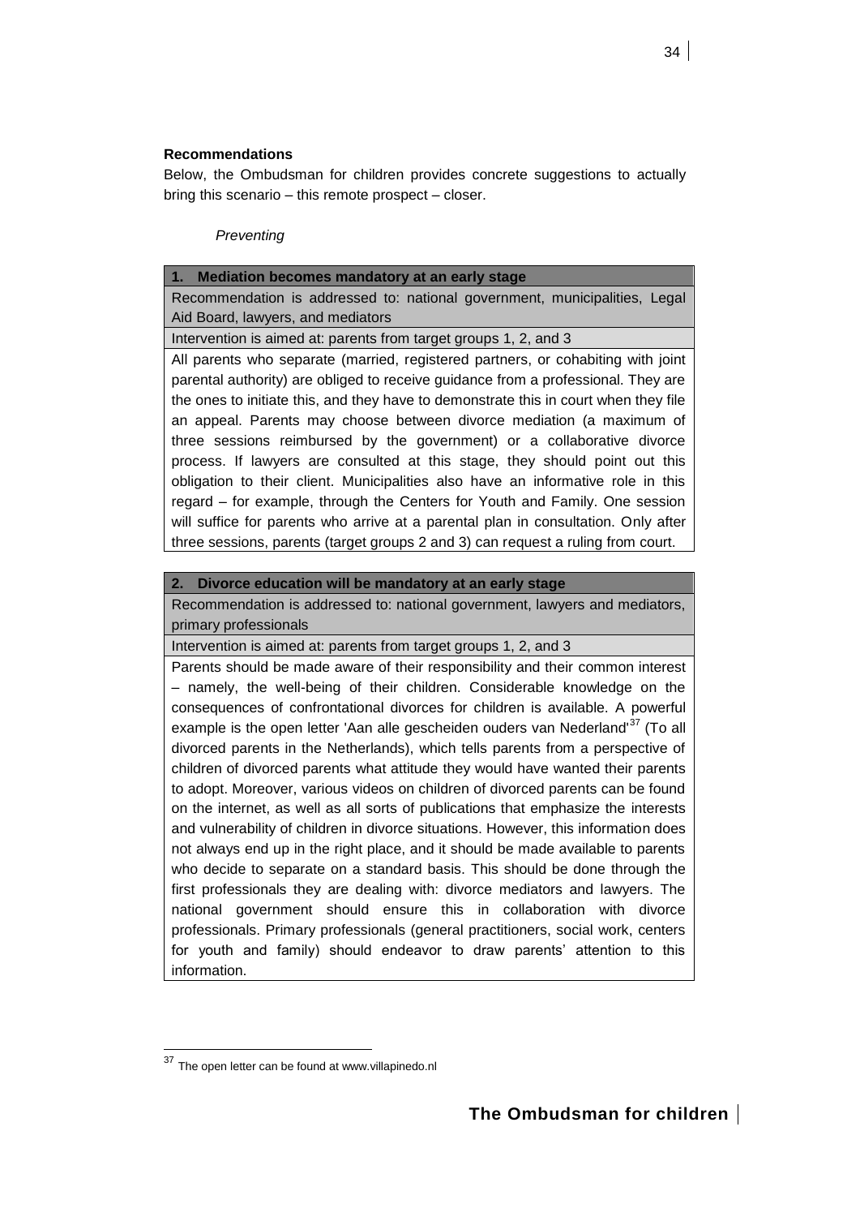**Recommendations**

Below, the Ombudsman for children provides concrete suggestions to actually bring this scenario – this remote prospect – closer.

*Preventing*

| **1. Mediation becomes mandatory at an early stage** |
| --- |
| Recommendation is addressed to: national government, municipalities, Legal Aid Board, lawyers, and mediators |
| Intervention is aimed at: parents from target groups 1, 2, and 3 |
| All parents who separate (married, registered partners, or cohabiting with joint parental authority) are obliged to receive guidance from a professional. They are the ones to initiate this, and they have to demonstrate this in court when they file an appeal. Parents may choose between divorce mediation (a maximum of three sessions reimbursed by the government) or a collaborative divorce process. If lawyers are consulted at this stage, they should point out this obligation to their client. Municipalities also have an informative role in this regard – for example, through the Centers for Youth and Family. One session will suffice for parents who arrive at a parental plan in consultation. Only after three sessions, parents (target groups 2 and 3) can request a ruling from court. |

| **2. Divorce education will be mandatory at an early stage** |
| --- |
| Recommendation is addressed to: national government, lawyers and mediators, primary professionals |
| Intervention is aimed at: parents from target groups 1, 2, and 3 |
| Parents should be made aware of their responsibility and their common interest – namely, the well-being of their children. Considerable knowledge on the consequences of confrontational divorces for children is available. A powerful example is the open letter 'Aan alle gescheiden ouders van Nederland'[37] (To all divorced parents in the Netherlands), which tells parents from a perspective of children of divorced parents what attitude they would have wanted their parents to adopt. Moreover, various videos on children of divorced parents can be found on the internet, as well as all sorts of publications that emphasize the interests and vulnerability of children in divorce situations. However, this information does not always end up in the right place, and it should be made available to parents who decide to separate on a standard basis. This should be done through the first professionals they are dealing with: divorce mediators and lawyers. The national government should ensure this in collaboration with divorce professionals. Primary professionals (general practitioners, social work, centers for youth and family) should endeavor to draw parents' attention to this information. |

[37] The open letter can be found at www.villapinedo.nl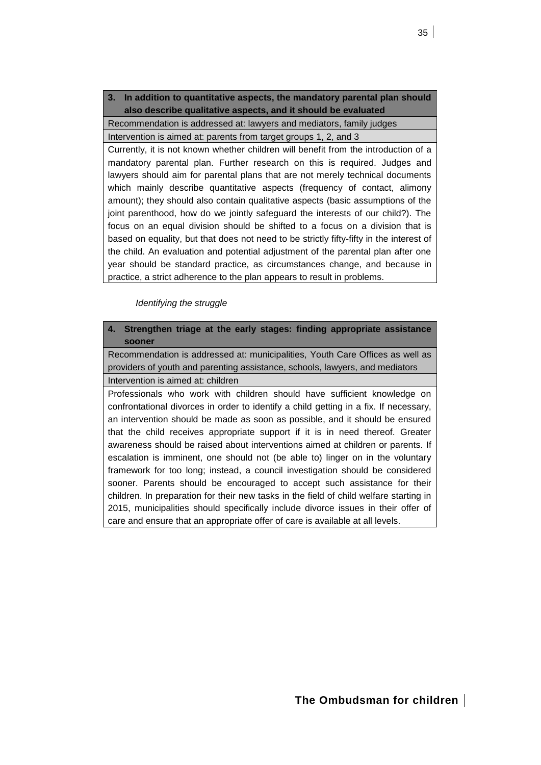**3. In addition to quantitative aspects, the mandatory parental plan should also describe qualitative aspects, and it should be evaluated**

Recommendation is addressed at: lawyers and mediators, family judges

Intervention is aimed at: parents from target groups 1, 2, and 3

Currently, it is not known whether children will benefit from the introduction of a mandatory parental plan. Further research on this is required. Judges and lawyers should aim for parental plans that are not merely technical documents which mainly describe quantitative aspects (frequency of contact, alimony amount); they should also contain qualitative aspects (basic assumptions of the joint parenthood, how do we jointly safeguard the interests of our child?). The focus on an equal division should be shifted to a focus on a division that is based on equality, but that does not need to be strictly fifty-fifty in the interest of the child. An evaluation and potential adjustment of the parental plan after one year should be standard practice, as circumstances change, and because in practice, a strict adherence to the plan appears to result in problems.

*Identifying the struggle*

**4. Strengthen triage at the early stages: finding appropriate assistance sooner**

Recommendation is addressed at: municipalities, Youth Care Offices as well as providers of youth and parenting assistance, schools, lawyers, and mediators

Intervention is aimed at: children

Professionals who work with children should have sufficient knowledge on confrontational divorces in order to identify a child getting in a fix. If necessary, an intervention should be made as soon as possible, and it should be ensured that the child receives appropriate support if it is in need thereof. Greater awareness should be raised about interventions aimed at children or parents. If escalation is imminent, one should not (be able to) linger on in the voluntary framework for too long; instead, a council investigation should be considered sooner. Parents should be encouraged to accept such assistance for their children. In preparation for their new tasks in the field of child welfare starting in 2015, municipalities should specifically include divorce issues in their offer of care and ensure that an appropriate offer of care is available at all levels.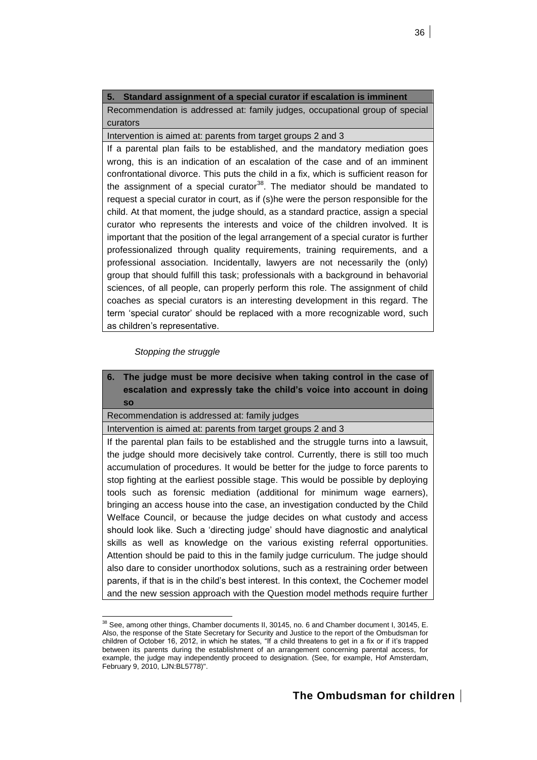**5. Standard assignment of a special curator if escalation is imminent**

Recommendation is addressed at: family judges, occupational group of special curators

Intervention is aimed at: parents from target groups 2 and 3

If a parental plan fails to be established, and the mandatory mediation goes wrong, this is an indication of an escalation of the case and of an imminent confrontational divorce. This puts the child in a fix, which is sufficient reason for the assignment of a special curator[38]. The mediator should be mandated to request a special curator in court, as if (s)he were the person responsible for the child. At that moment, the judge should, as a standard practice, assign a special curator who represents the interests and voice of the children involved. It is important that the position of the legal arrangement of a special curator is further professionalized through quality requirements, training requirements, and a professional association. Incidentally, lawyers are not necessarily the (only) group that should fulfill this task; professionals with a background in behavorial sciences, of all people, can properly perform this role. The assignment of child coaches as special curators is an interesting development in this regard. The term 'special curator' should be replaced with a more recognizable word, such as children's representative.

*Stopping the struggle*

**6. The judge must be more decisive when taking control in the case of escalation and expressly take the child's voice into account in doing so**

Recommendation is addressed at: family judges

Intervention is aimed at: parents from target groups 2 and 3

If the parental plan fails to be established and the struggle turns into a lawsuit, the judge should more decisively take control. Currently, there is still too much accumulation of procedures. It would be better for the judge to force parents to stop fighting at the earliest possible stage. This would be possible by deploying tools such as forensic mediation (additional for minimum wage earners), bringing an access house into the case, an investigation conducted by the Child Welface Council, or because the judge decides on what custody and access should look like. Such a 'directing judge' should have diagnostic and analytical skills as well as knowledge on the various existing referral opportunities. Attention should be paid to this in the family judge curriculum. The judge should also dare to consider unorthodox solutions, such as a restraining order between parents, if that is in the child's best interest. In this context, the Cochemer model and the new session approach with the Question model methods require further

---

[38] See, among other things, Chamber documents II, 30145, no. 6 and Chamber document I, 30145, E. Also, the response of the State Secretary for Security and Justice to the report of the Ombudsman for children of October 16, 2012, in which he states, "If a child threatens to get in a fix or if it's trapped between its parents during the establishment of an arrangement concerning parental access, for example, the judge may independently proceed to designation. (See, for example, Hof Amsterdam, February 9, 2010, LJN:BL5778)".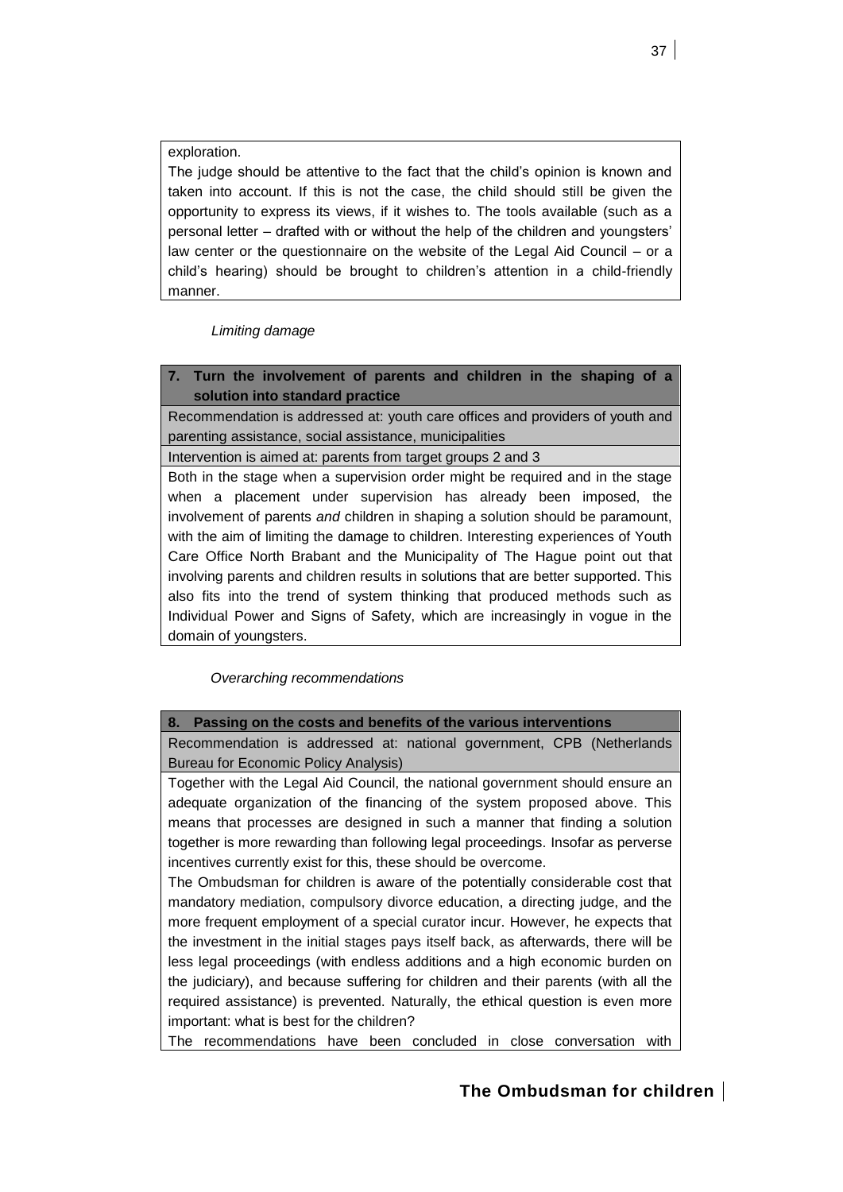exploration.

The judge should be attentive to the fact that the child's opinion is known and taken into account. If this is not the case, the child should still be given the opportunity to express its views, if it wishes to. The tools available (such as a personal letter – drafted with or without the help of the children and youngsters' law center or the questionnaire on the website of the Legal Aid Council – or a child's hearing) should be brought to children's attention in a child-friendly manner.

*Limiting damage*

**7. Turn the involvement of parents and children in the shaping of a solution into standard practice**

Recommendation is addressed at: youth care offices and providers of youth and parenting assistance, social assistance, municipalities

Intervention is aimed at: parents from target groups 2 and 3

Both in the stage when a supervision order might be required and in the stage when a placement under supervision has already been imposed, the involvement of parents *and* children in shaping a solution should be paramount, with the aim of limiting the damage to children. Interesting experiences of Youth Care Office North Brabant and the Municipality of The Hague point out that involving parents and children results in solutions that are better supported. This also fits into the trend of system thinking that produced methods such as Individual Power and Signs of Safety, which are increasingly in vogue in the domain of youngsters.

*Overarching recommendations*

**8. Passing on the costs and benefits of the various interventions**

Recommendation is addressed at: national government, CPB (Netherlands Bureau for Economic Policy Analysis)

Together with the Legal Aid Council, the national government should ensure an adequate organization of the financing of the system proposed above. This means that processes are designed in such a manner that finding a solution together is more rewarding than following legal proceedings. Insofar as perverse incentives currently exist for this, these should be overcome.

The Ombudsman for children is aware of the potentially considerable cost that mandatory mediation, compulsory divorce education, a directing judge, and the more frequent employment of a special curator incur. However, he expects that the investment in the initial stages pays itself back, as afterwards, there will be less legal proceedings (with endless additions and a high economic burden on the judiciary), and because suffering for children and their parents (with all the required assistance) is prevented. Naturally, the ethical question is even more important: what is best for the children?

The recommendations have been concluded in close conversation with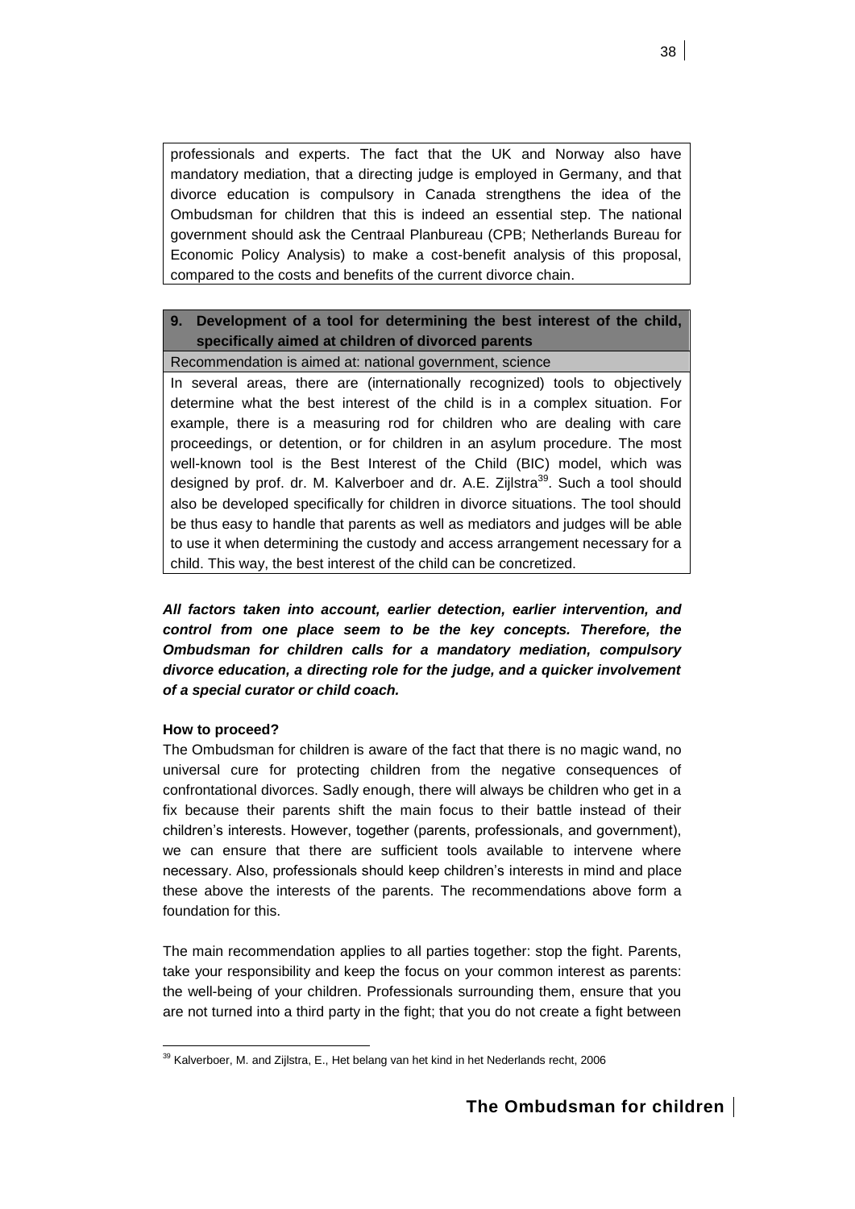professionals and experts. The fact that the UK and Norway also have mandatory mediation, that a directing judge is employed in Germany, and that divorce education is compulsory in Canada strengthens the idea of the Ombudsman for children that this is indeed an essential step. The national government should ask the Centraal Planbureau (CPB; Netherlands Bureau for Economic Policy Analysis) to make a cost-benefit analysis of this proposal, compared to the costs and benefits of the current divorce chain.

**9. Development of a tool for determining the best interest of the child, specifically aimed at children of divorced parents**

Recommendation is aimed at: national government, science

In several areas, there are (internationally recognized) tools to objectively determine what the best interest of the child is in a complex situation. For example, there is a measuring rod for children who are dealing with care proceedings, or detention, or for children in an asylum procedure. The most well-known tool is the Best Interest of the Child (BIC) model, which was designed by prof. dr. M. Kalverboer and dr. A.E. Zijlstra[39]. Such a tool should also be developed specifically for children in divorce situations. The tool should be thus easy to handle that parents as well as mediators and judges will be able to use it when determining the custody and access arrangement necessary for a child. This way, the best interest of the child can be concretized.

***All factors taken into account, earlier detection, earlier intervention, and control from one place seem to be the key concepts. Therefore, the Ombudsman for children calls for a mandatory mediation, compulsory divorce education, a directing role for the judge, and a quicker involvement of a special curator or child coach.***

**How to proceed?**

The Ombudsman for children is aware of the fact that there is no magic wand, no universal cure for protecting children from the negative consequences of confrontational divorces. Sadly enough, there will always be children who get in a fix because their parents shift the main focus to their battle instead of their children's interests. However, together (parents, professionals, and government), we can ensure that there are sufficient tools available to intervene where necessary. Also, professionals should keep children's interests in mind and place these above the interests of the parents. The recommendations above form a foundation for this.

The main recommendation applies to all parties together: stop the fight. Parents, take your responsibility and keep the focus on your common interest as parents: the well-being of your children. Professionals surrounding them, ensure that you are not turned into a third party in the fight; that you do not create a fight between

[39] Kalverboer, M. and Zijlstra, E., Het belang van het kind in het Nederlands recht, 2006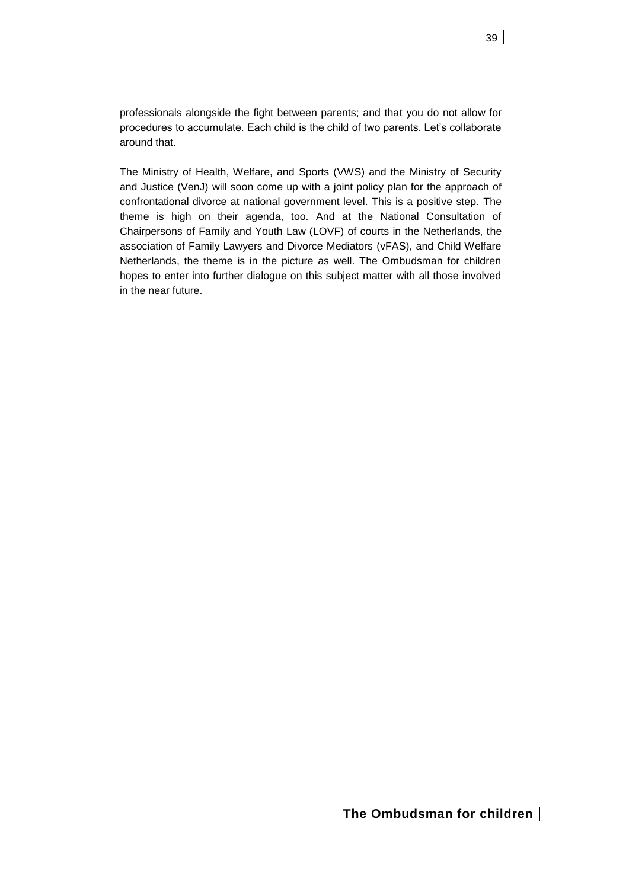professionals alongside the fight between parents; and that you do not allow for procedures to accumulate. Each child is the child of two parents. Let's collaborate around that.

The Ministry of Health, Welfare, and Sports (VWS) and the Ministry of Security and Justice (VenJ) will soon come up with a joint policy plan for the approach of confrontational divorce at national government level. This is a positive step. The theme is high on their agenda, too. And at the National Consultation of Chairpersons of Family and Youth Law (LOVF) of courts in the Netherlands, the association of Family Lawyers and Divorce Mediators (vFAS), and Child Welfare Netherlands, the theme is in the picture as well. The Ombudsman for children hopes to enter into further dialogue on this subject matter with all those involved in the near future.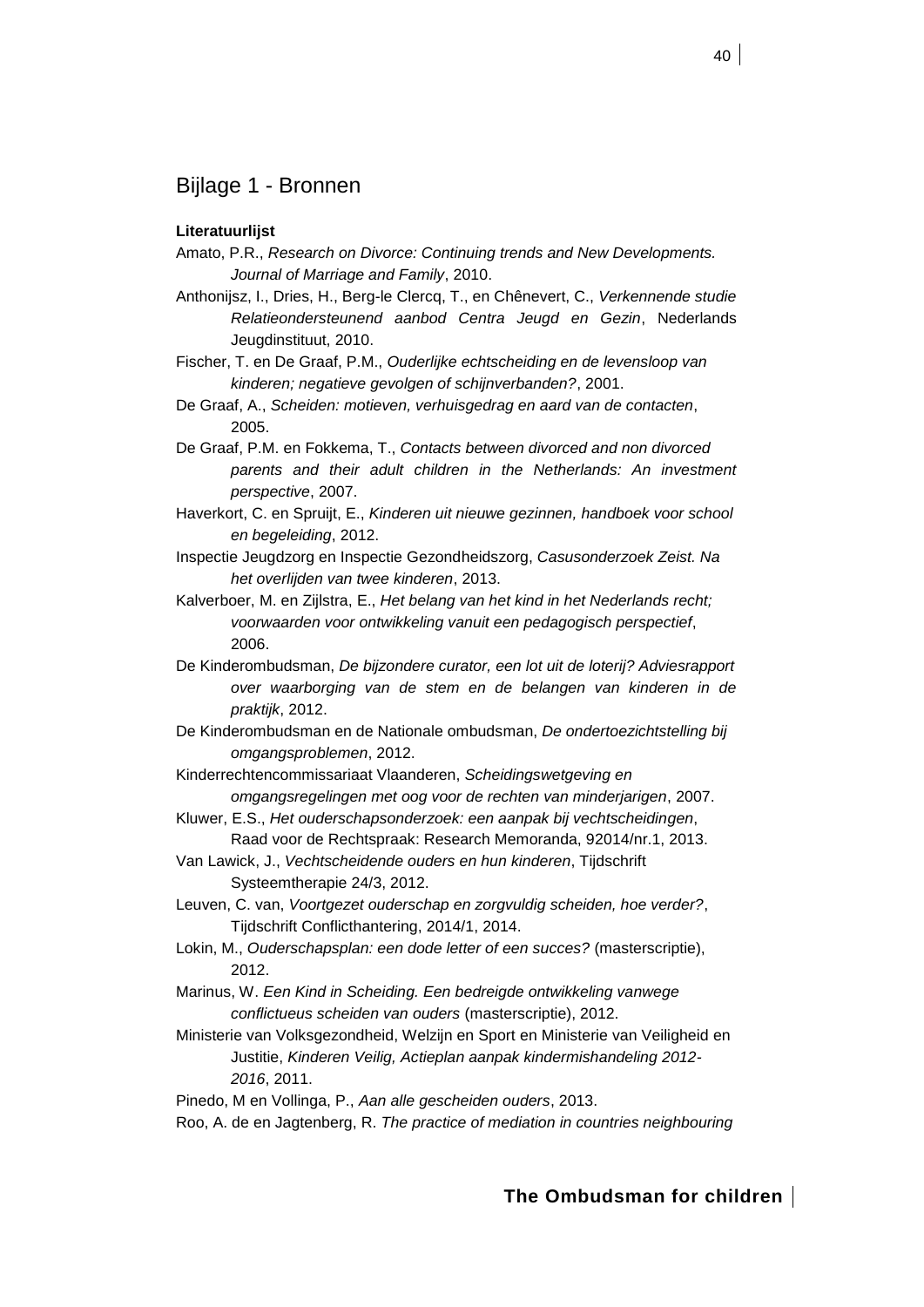# Bijlage 1 - Bronnen

**Literatuurlijst**

Amato, P.R., *Research on Divorce: Continuing trends and New Developments. Journal of Marriage and Family*, 2010.

Anthonijsz, I., Dries, H., Berg-le Clercq, T., en Chênevert, C., *Verkennende studie Relatieondersteunend aanbod Centra Jeugd en Gezin*, Nederlands Jeugdinstituut, 2010.

Fischer, T. en De Graaf, P.M., *Ouderlijke echtscheiding en de levensloop van kinderen; negatieve gevolgen of schijnverbanden?*, 2001.

De Graaf, A., *Scheiden: motieven, verhuisgedrag en aard van de contacten*, 2005.

De Graaf, P.M. en Fokkema, T., *Contacts between divorced and non divorced parents and their adult children in the Netherlands: An investment perspective*, 2007.

Haverkort, C. en Spruijt, E., *Kinderen uit nieuwe gezinnen, handboek voor school en begeleiding*, 2012.

Inspectie Jeugdzorg en Inspectie Gezondheidszorg, *Casusonderzoek Zeist. Na het overlijden van twee kinderen*, 2013.

Kalverboer, M. en Zijlstra, E., *Het belang van het kind in het Nederlands recht; voorwaarden voor ontwikkeling vanuit een pedagogisch perspectief*, 2006.

De Kinderombudsman, *De bijzondere curator, een lot uit de loterij? Adviesrapport over waarborging van de stem en de belangen van kinderen in de praktijk*, 2012.

De Kinderombudsman en de Nationale ombudsman, *De ondertoezichtstelling bij omgangsproblemen*, 2012.

Kinderrechtencommissariaat Vlaanderen, *Scheidingswetgeving en omgangsregelingen met oog voor de rechten van minderjarigen*, 2007.

Kluwer, E.S., *Het ouderschapsonderzoek: een aanpak bij vechtscheidingen*, Raad voor de Rechtspraak: Research Memoranda, 92014/nr.1, 2013.

Van Lawick, J., *Vechtscheidende ouders en hun kinderen*, Tijdschrift Systeemtherapie 24/3, 2012.

Leuven, C. van, *Voortgezet ouderschap en zorgvuldig scheiden, hoe verder?*, Tijdschrift Conflicthantering, 2014/1, 2014.

Lokin, M., *Ouderschapsplan: een dode letter of een succes?* (masterscriptie), 2012.

Marinus, W. *Een Kind in Scheiding. Een bedreigde ontwikkeling vanwege conflictueus scheiden van ouders* (masterscriptie), 2012.

Ministerie van Volksgezondheid, Welzijn en Sport en Ministerie van Veiligheid en Justitie, *Kinderen Veilig, Actieplan aanpak kindermishandeling 2012-2016*, 2011.

Pinedo, M en Vollinga, P., *Aan alle gescheiden ouders*, 2013.

Roo, A. de en Jagtenberg, R. *The practice of mediation in countries neighbouring*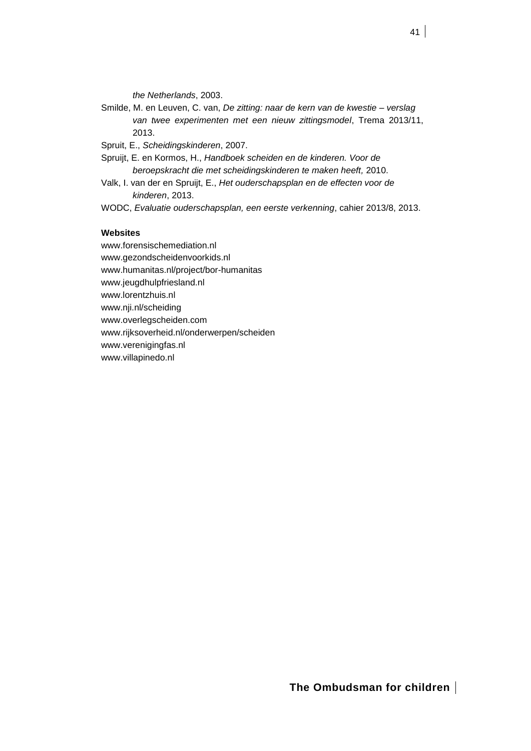*the Netherlands*, 2003.

Smilde, M. en Leuven, C. van, *De zitting: naar de kern van de kwestie – verslag van twee experimenten met een nieuw zittingsmodel*, Trema 2013/11, 2013.

Spruit, E., *Scheidingskinderen*, 2007.

Spruijt, E. en Kormos, H., *Handboek scheiden en de kinderen. Voor de beroepskracht die met scheidingskinderen te maken heeft,* 2010.

Valk, I. van der en Spruijt, E., *Het ouderschapsplan en de effecten voor de kinderen*, 2013.

WODC, *Evaluatie ouderschapsplan, een eerste verkenning*, cahier 2013/8, 2013.

**Websites**

www.forensischemediation.nl
www.gezondscheidenvoorkids.nl
www.humanitas.nl/project/bor-humanitas
www.jeugdhulpfriesland.nl
www.lorentzhuis.nl
www.nji.nl/scheiding
www.overlegscheiden.com
www.rijksoverheid.nl/onderwerpen/scheiden
www.verenigingfas.nl
www.villapinedo.nl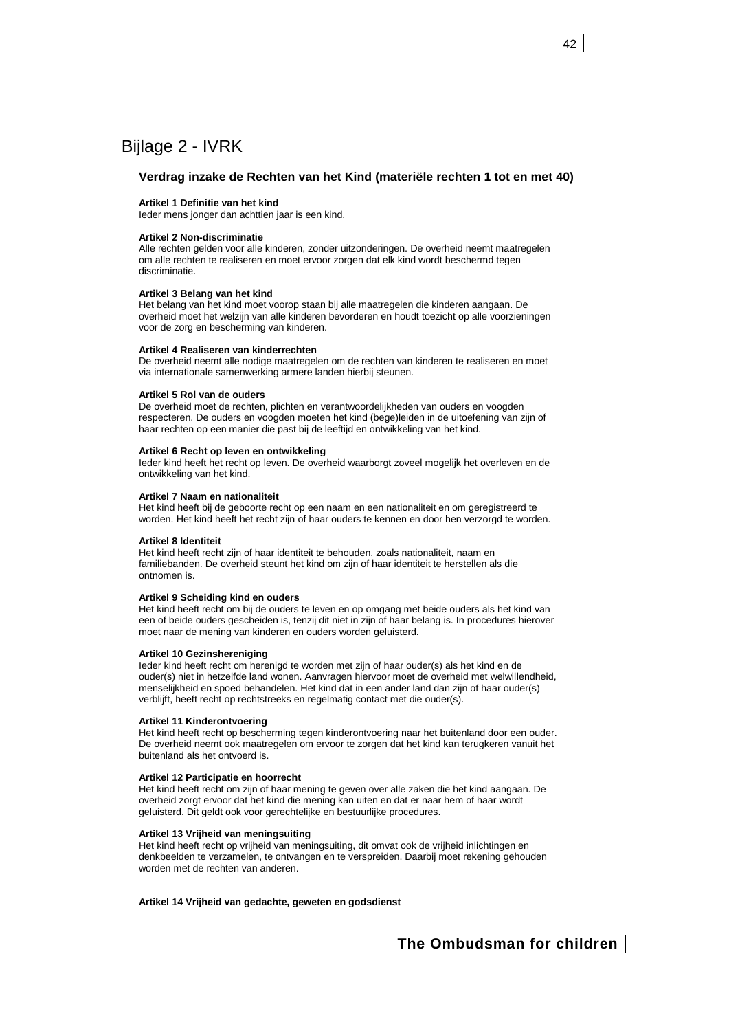# Bijlage 2 - IVRK

## Verdrag inzake de Rechten van het Kind (materiële rechten 1 tot en met 40)

**Artikel 1 Definitie van het kind**
Ieder mens jonger dan achttien jaar is een kind.

**Artikel 2 Non-discriminatie**
Alle rechten gelden voor alle kinderen, zonder uitzonderingen. De overheid neemt maatregelen om alle rechten te realiseren en moet ervoor zorgen dat elk kind wordt beschermd tegen discriminatie.

**Artikel 3 Belang van het kind**
Het belang van het kind moet voorop staan bij alle maatregelen die kinderen aangaan. De overheid moet het welzijn van alle kinderen bevorderen en houdt toezicht op alle voorzieningen voor de zorg en bescherming van kinderen.

**Artikel 4 Realiseren van kinderrechten**
De overheid neemt alle nodige maatregelen om de rechten van kinderen te realiseren en moet via internationale samenwerking armere landen hierbij steunen.

**Artikel 5 Rol van de ouders**
De overheid moet de rechten, plichten en verantwoordelijkheden van ouders en voogden respecteren. De ouders en voogden moeten het kind (bege)leiden in de uitoefening van zijn of haar rechten op een manier die past bij de leeftijd en ontwikkeling van het kind.

**Artikel 6 Recht op leven en ontwikkeling**
Ieder kind heeft het recht op leven. De overheid waarborgt zoveel mogelijk het overleven en de ontwikkeling van het kind.

**Artikel 7 Naam en nationaliteit**
Het kind heeft bij de geboorte recht op een naam en een nationaliteit en om geregistreerd te worden. Het kind heeft het recht zijn of haar ouders te kennen en door hen verzorgd te worden.

**Artikel 8 Identiteit**
Het kind heeft recht zijn of haar identiteit te behouden, zoals nationaliteit, naam en familiebanden. De overheid steunt het kind om zijn of haar identiteit te herstellen als die ontnomen is.

**Artikel 9 Scheiding kind en ouders**
Het kind heeft recht om bij de ouders te leven en op omgang met beide ouders als het kind van een of beide ouders gescheiden is, tenzij dit niet in zijn of haar belang is. In procedures hierover moet naar de mening van kinderen en ouders worden geluisterd.

**Artikel 10 Gezinshereniging**
Ieder kind heeft recht om herenigd te worden met zijn of haar ouder(s) als het kind en de ouder(s) niet in hetzelfde land wonen. Aanvragen hiervoor moet de overheid met welwillendheid, menselijkheid en spoed behandelen. Het kind dat in een ander land dan zijn of haar ouder(s) verblijft, heeft recht op rechtstreeks en regelmatig contact met die ouder(s).

**Artikel 11 Kinderontvoering**
Het kind heeft recht op bescherming tegen kinderontvoering naar het buitenland door een ouder. De overheid neemt ook maatregelen om ervoor te zorgen dat het kind kan terugkeren vanuit het buitenland als het ontvoerd is.

**Artikel 12 Participatie en hoorrecht**
Het kind heeft recht om zijn of haar mening te geven over alle zaken die het kind aangaan. De overheid zorgt ervoor dat het kind die mening kan uiten en dat er naar hem of haar wordt geluisterd. Dit geldt ook voor gerechtelijke en bestuurlijke procedures.

**Artikel 13 Vrijheid van meningsuiting**
Het kind heeft recht op vrijheid van meningsuiting, dit omvat ook de vrijheid inlichtingen en denkbeelden te verzamelen, te ontvangen en te verspreiden. Daarbij moet rekening gehouden worden met de rechten van anderen.

**Artikel 14 Vrijheid van gedachte, geweten en godsdienst**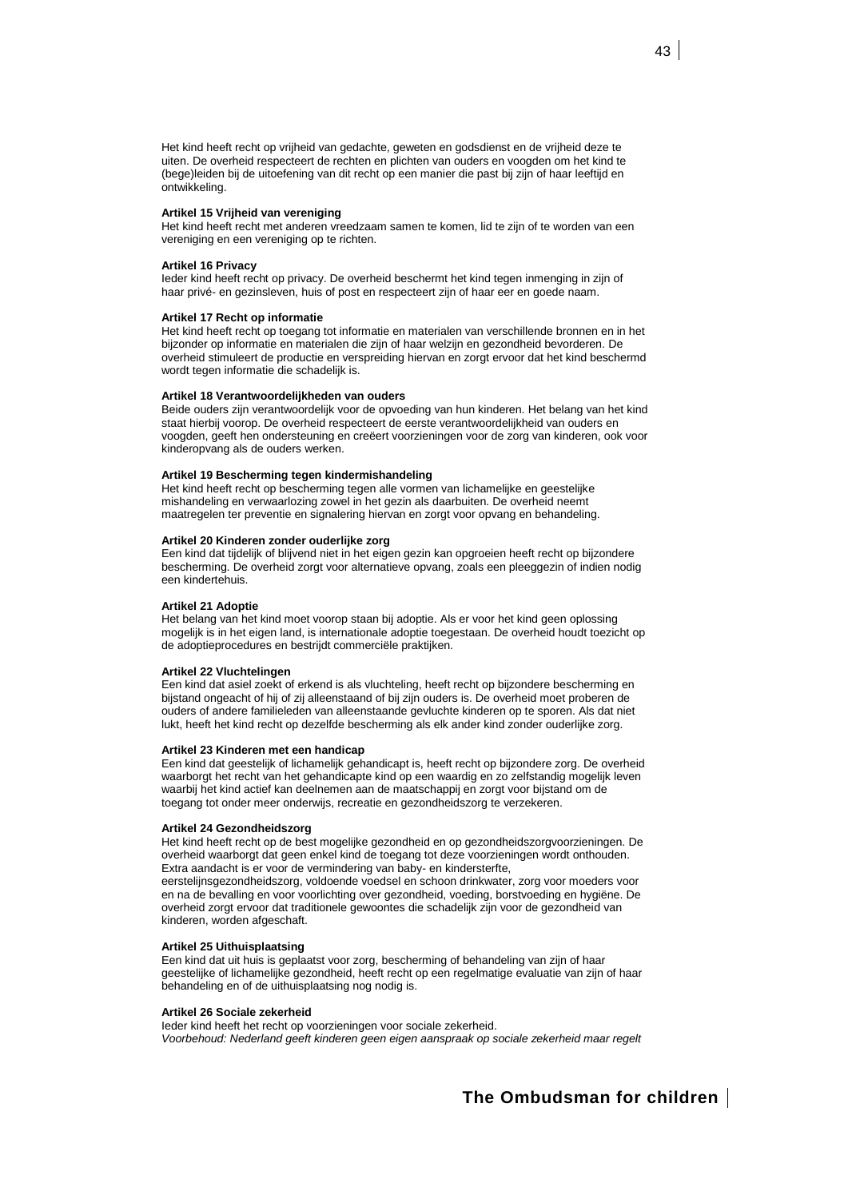Het kind heeft recht op vrijheid van gedachte, geweten en godsdienst en de vrijheid deze te uiten. De overheid respecteert de rechten en plichten van ouders en voogden om het kind te (bege)leiden bij de uitoefening van dit recht op een manier die past bij zijn of haar leeftijd en ontwikkeling.

**Artikel 15 Vrijheid van vereniging**
Het kind heeft recht met anderen vreedzaam samen te komen, lid te zijn of te worden van een vereniging en een vereniging op te richten.

**Artikel 16 Privacy**
Ieder kind heeft recht op privacy. De overheid beschermt het kind tegen inmenging in zijn of haar privé- en gezinsleven, huis of post en respecteert zijn of haar eer en goede naam.

**Artikel 17 Recht op informatie**
Het kind heeft recht op toegang tot informatie en materialen van verschillende bronnen en in het bijzonder op informatie en materialen die zijn of haar welzijn en gezondheid bevorderen. De overheid stimuleert de productie en verspreiding hiervan en zorgt ervoor dat het kind beschermd wordt tegen informatie die schadelijk is.

**Artikel 18 Verantwoordelijkheden van ouders**
Beide ouders zijn verantwoordelijk voor de opvoeding van hun kinderen. Het belang van het kind staat hierbij voorop. De overheid respecteert de eerste verantwoordelijkheid van ouders en voogden, geeft hen ondersteuning en creëert voorzieningen voor de zorg van kinderen, ook voor kinderopvang als de ouders werken.

**Artikel 19 Bescherming tegen kindermishandeling**
Het kind heeft recht op bescherming tegen alle vormen van lichamelijke en geestelijke mishandeling en verwaarlozing zowel in het gezin als daarbuiten. De overheid neemt maatregelen ter preventie en signalering hiervan en zorgt voor opvang en behandeling.

**Artikel 20 Kinderen zonder ouderlijke zorg**
Een kind dat tijdelijk of blijvend niet in het eigen gezin kan opgroeien heeft recht op bijzondere bescherming. De overheid zorgt voor alternatieve opvang, zoals een pleeggezin of indien nodig een kindertehuis.

**Artikel 21 Adoptie**
Het belang van het kind moet voorop staan bij adoptie. Als er voor het kind geen oplossing mogelijk is in het eigen land, is internationale adoptie toegestaan. De overheid houdt toezicht op de adoptieprocedures en bestrijdt commerciële praktijken.

**Artikel 22 Vluchtelingen**
Een kind dat asiel zoekt of erkend is als vluchteling, heeft recht op bijzondere bescherming en bijstand ongeacht of hij of zij alleenstaand of bij zijn ouders is. De overheid moet proberen de ouders of andere familieleden van alleenstaande gevluchte kinderen op te sporen. Als dat niet lukt, heeft het kind recht op dezelfde bescherming als elk ander kind zonder ouderlijke zorg.

**Artikel 23 Kinderen met een handicap**
Een kind dat geestelijk of lichamelijk gehandicapt is, heeft recht op bijzondere zorg. De overheid waarborgt het recht van het gehandicapte kind op een waardig en zo zelfstandig mogelijk leven waarbij het kind actief kan deelnemen aan de maatschappij en zorgt voor bijstand om de toegang tot onder meer onderwijs, recreatie en gezondheidszorg te verzekeren.

**Artikel 24 Gezondheidszorg**
Het kind heeft recht op de best mogelijke gezondheid en op gezondheidszorgvoorzieningen. De overheid waarborgt dat geen enkel kind de toegang tot deze voorzieningen wordt onthouden. Extra aandacht is er voor de vermindering van baby- en kindersterfte, eerstelijnsgezondheidszorg, voldoende voedsel en schoon drinkwater, zorg voor moeders voor en na de bevalling en voor voorlichting over gezondheid, voeding, borstvoeding en hygiëne. De overheid zorgt ervoor dat traditionele gewoontes die schadelijk zijn voor de gezondheid van kinderen, worden afgeschaft.

**Artikel 25 Uithuisplaatsing**
Een kind dat uit huis is geplaatst voor zorg, bescherming of behandeling van zijn of haar geestelijke of lichamelijke gezondheid, heeft recht op een regelmatige evaluatie van zijn of haar behandeling en of de uithuisplaatsing nog nodig is.

**Artikel 26 Sociale zekerheid**
Ieder kind heeft het recht op voorzieningen voor sociale zekerheid.
*Voorbehoud: Nederland geeft kinderen geen eigen aanspraak op sociale zekerheid maar regelt*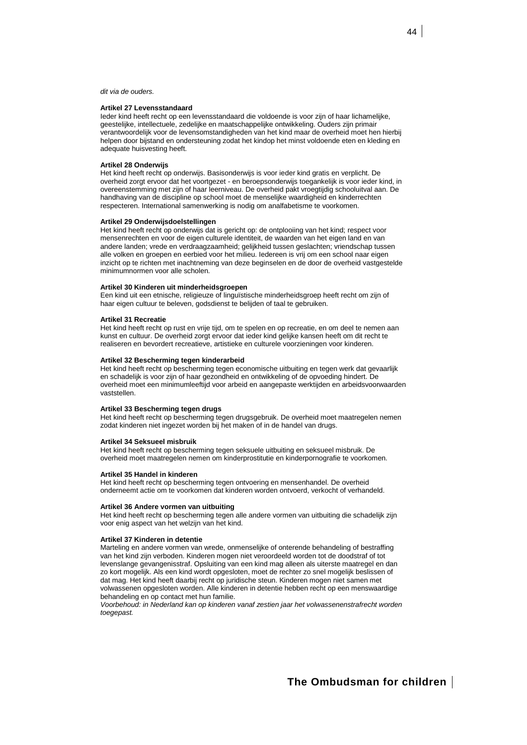*dit via de ouders.*

**Artikel 27 Levensstandaard**
Ieder kind heeft recht op een levensstandaard die voldoende is voor zijn of haar lichamelijke, geestelijke, intellectuele, zedelijke en maatschappelijke ontwikkeling. Ouders zijn primair verantwoordelijk voor de levensomstandigheden van het kind maar de overheid moet hen hierbij helpen door bijstand en ondersteuning zodat het kindop het minst voldoende eten en kleding en adequate huisvesting heeft.

**Artikel 28 Onderwijs**
Het kind heeft recht op onderwijs. Basisonderwijs is voor ieder kind gratis en verplicht. De overheid zorgt ervoor dat het voortgezet - en beroepsonderwijs toegankelijk is voor ieder kind, in overeenstemming met zijn of haar leerniveau. De overheid pakt vroegtijdig schooluitval aan. De handhaving van de discipline op school moet de menselijke waardigheid en kinderrechten respecteren. International samenwerking is nodig om analfabetisme te voorkomen.

**Artikel 29 Onderwijsdoelstellingen**
Het kind heeft recht op onderwijs dat is gericht op: de ontplooiing van het kind; respect voor mensenrechten en voor de eigen culturele identiteit, de waarden van het eigen land en van andere landen; vrede en verdraagzaamheid; gelijkheid tussen geslachten; vriendschap tussen alle volken en groepen en eerbied voor het milieu. Iedereen is vrij om een school naar eigen inzicht op te richten met inachtneming van deze beginselen en de door de overheid vastgestelde minimumnormen voor alle scholen.

**Artikel 30 Kinderen uit minderheidsgroepen**
Een kind uit een etnische, religieuze of linguïstische minderheidsgroep heeft recht om zijn of haar eigen cultuur te beleven, godsdienst te belijden of taal te gebruiken.

**Artikel 31 Recreatie**
Het kind heeft recht op rust en vrije tijd, om te spelen en op recreatie, en om deel te nemen aan kunst en cultuur. De overheid zorgt ervoor dat ieder kind gelijke kansen heeft om dit recht te realiseren en bevordert recreatieve, artistieke en culturele voorzieningen voor kinderen.

**Artikel 32 Bescherming tegen kinderarbeid**
Het kind heeft recht op bescherming tegen economische uitbuiting en tegen werk dat gevaarlijk en schadelijk is voor zijn of haar gezondheid en ontwikkeling of de opvoeding hindert. De overheid moet een minimumleeftijd voor arbeid en aangepaste werktijden en arbeidsvoorwaarden vaststellen.

**Artikel 33 Bescherming tegen drugs**
Het kind heeft recht op bescherming tegen drugsgebruik. De overheid moet maatregelen nemen zodat kinderen niet ingezet worden bij het maken of in de handel van drugs.

**Artikel 34 Seksueel misbruik**
Het kind heeft recht op bescherming tegen seksuele uitbuiting en seksueel misbruik. De overheid moet maatregelen nemen om kinderprostitutie en kinderpornografie te voorkomen.

**Artikel 35 Handel in kinderen**
Het kind heeft recht op bescherming tegen ontvoering en mensenhandel. De overheid onderneemt actie om te voorkomen dat kinderen worden ontvoerd, verkocht of verhandeld.

**Artikel 36 Andere vormen van uitbuiting**
Het kind heeft recht op bescherming tegen alle andere vormen van uitbuiting die schadelijk zijn voor enig aspect van het welzijn van het kind.

**Artikel 37 Kinderen in detentie**
Marteling en andere vormen van wrede, onmenselijke of onterende behandeling of bestraffing van het kind zijn verboden. Kinderen mogen niet veroordeeld worden tot de doodstraf of tot levenslange gevangenisstraf. Opsluiting van een kind mag alleen als uiterste maatregel en dan zo kort mogelijk. Als een kind wordt opgesloten, moet de rechter zo snel mogelijk beslissen of dat mag. Het kind heeft daarbij recht op juridische steun. Kinderen mogen niet samen met volwassenen opgesloten worden. Alle kinderen in detentie hebben recht op een menswaardige behandeling en op contact met hun familie.
*Voorbehoud: in Nederland kan op kinderen vanaf zestien jaar het volwassenenstrafrecht worden toegepast.*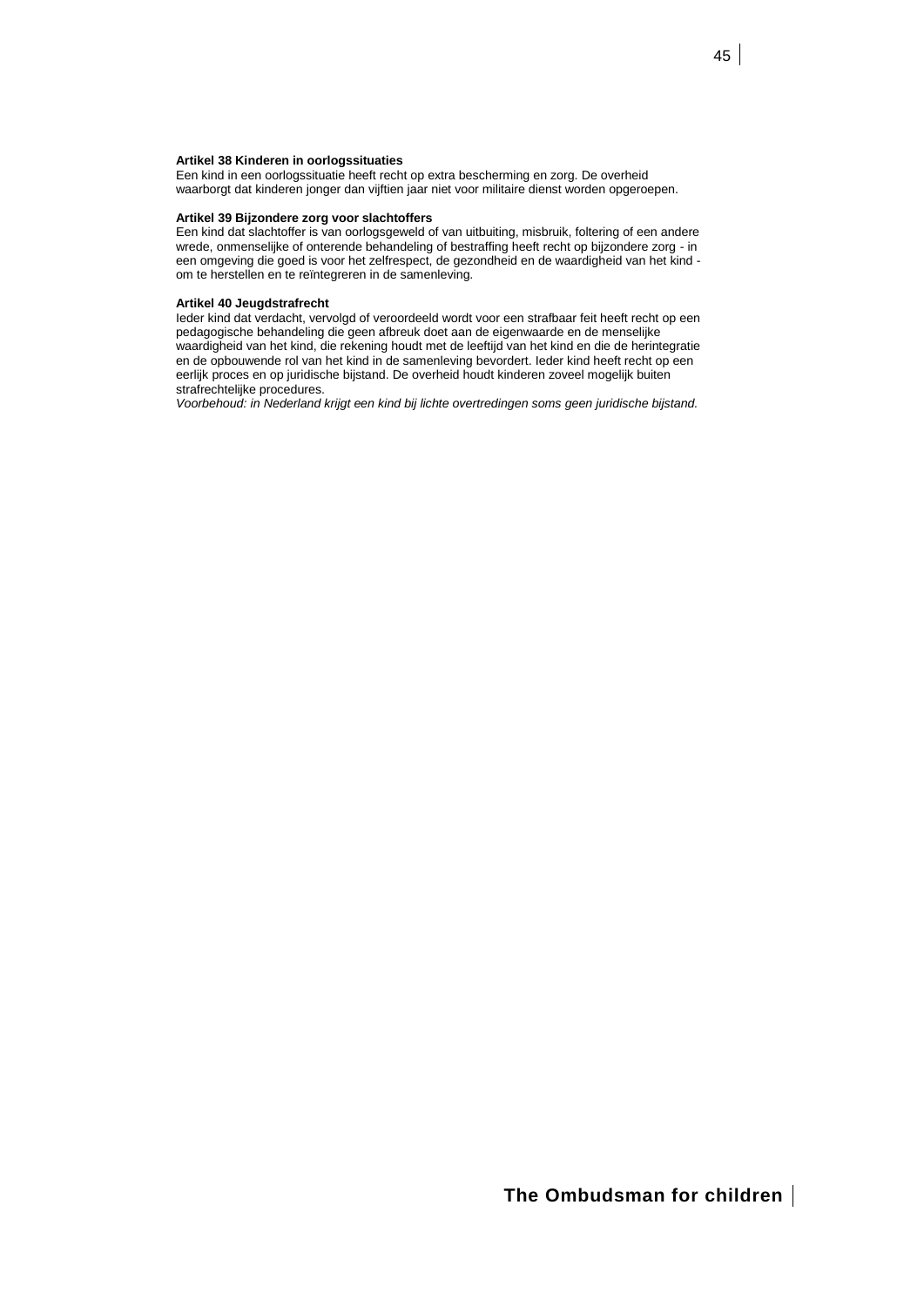**Artikel 38 Kinderen in oorlogssituaties**
Een kind in een oorlogssituatie heeft recht op extra bescherming en zorg. De overheid waarborgt dat kinderen jonger dan vijftien jaar niet voor militaire dienst worden opgeroepen.

**Artikel 39 Bijzondere zorg voor slachtoffers**
Een kind dat slachtoffer is van oorlogsgeweld of van uitbuiting, misbruik, foltering of een andere wrede, onmenselijke of onterende behandeling of bestraffing heeft recht op bijzondere zorg - in een omgeving die goed is voor het zelfrespect, de gezondheid en de waardigheid van het kind - om te herstellen en te reïntegreren in de samenleving.

**Artikel 40 Jeugdstrafrecht**
Ieder kind dat verdacht, vervolgd of veroordeeld wordt voor een strafbaar feit heeft recht op een pedagogische behandeling die geen afbreuk doet aan de eigenwaarde en de menselijke waardigheid van het kind, die rekening houdt met de leeftijd van het kind en die de herintegratie en de opbouwende rol van het kind in de samenleving bevordert. Ieder kind heeft recht op een eerlijk proces en op juridische bijstand. De overheid houdt kinderen zoveel mogelijk buiten strafrechtelijke procedures.
*Voorbehoud: in Nederland krijgt een kind bij lichte overtredingen soms geen juridische bijstand.*